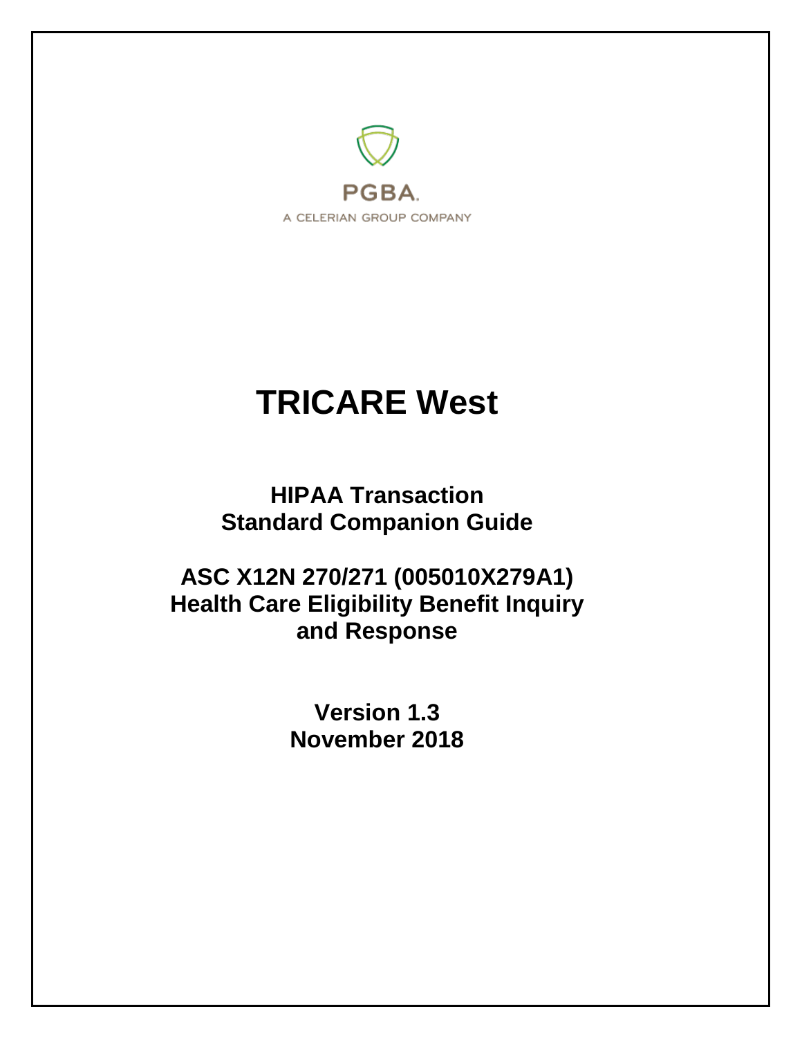PGBA.

A CELERIAN GROUP COMPANY

# TRICARE West

## HIPAA Transaction Standard Companion Guide

## ASC X12N 270/271 (005010X279A1) Health Care Eligibility Benefit Inquiry and Response

**Version 1.3**
**November 2018**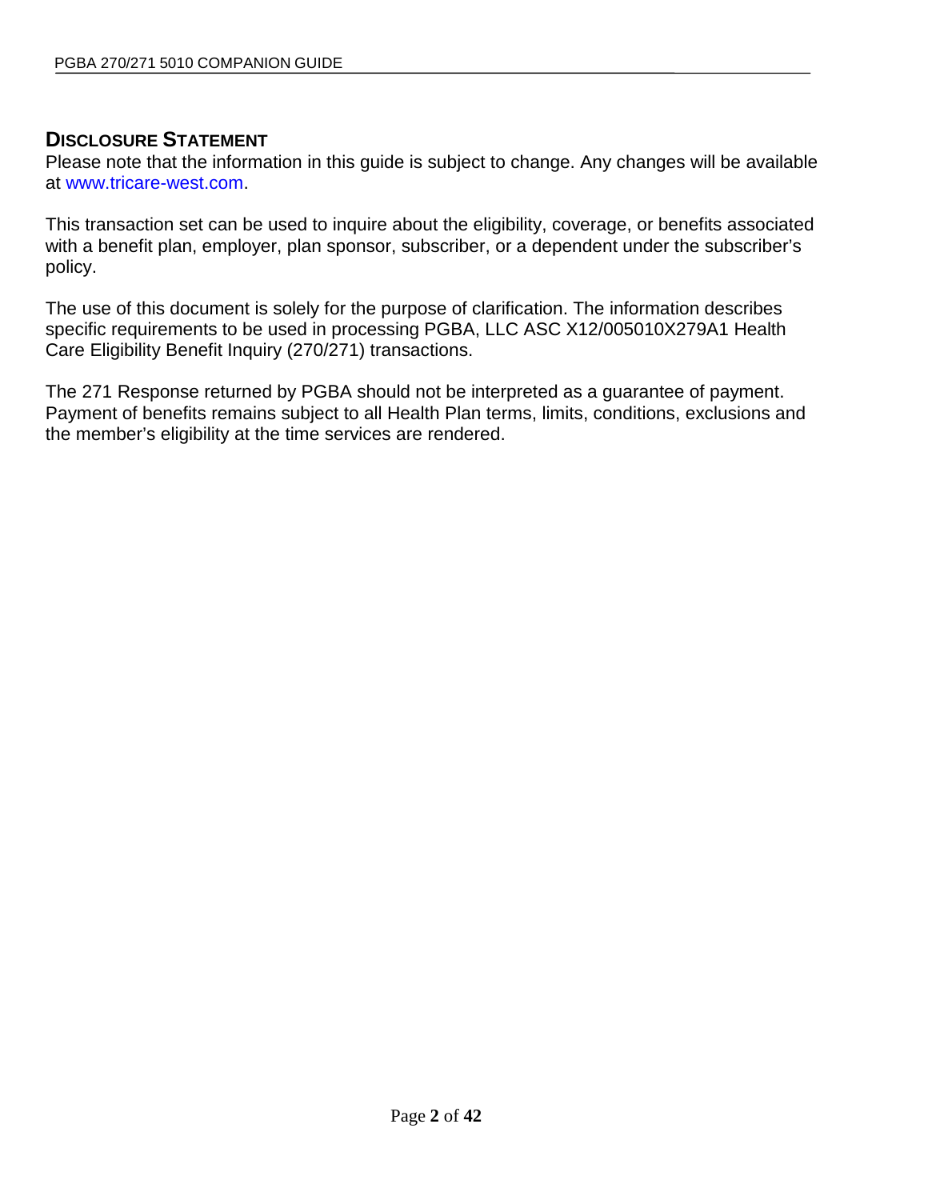## DISCLOSURE STATEMENT

Please note that the information in this guide is subject to change. Any changes will be available at www.tricare-west.com.

This transaction set can be used to inquire about the eligibility, coverage, or benefits associated with a benefit plan, employer, plan sponsor, subscriber, or a dependent under the subscriber's policy.

The use of this document is solely for the purpose of clarification. The information describes specific requirements to be used in processing PGBA, LLC ASC X12/005010X279A1 Health Care Eligibility Benefit Inquiry (270/271) transactions.

The 271 Response returned by PGBA should not be interpreted as a guarantee of payment. Payment of benefits remains subject to all Health Plan terms, limits, conditions, exclusions and the member's eligibility at the time services are rendered.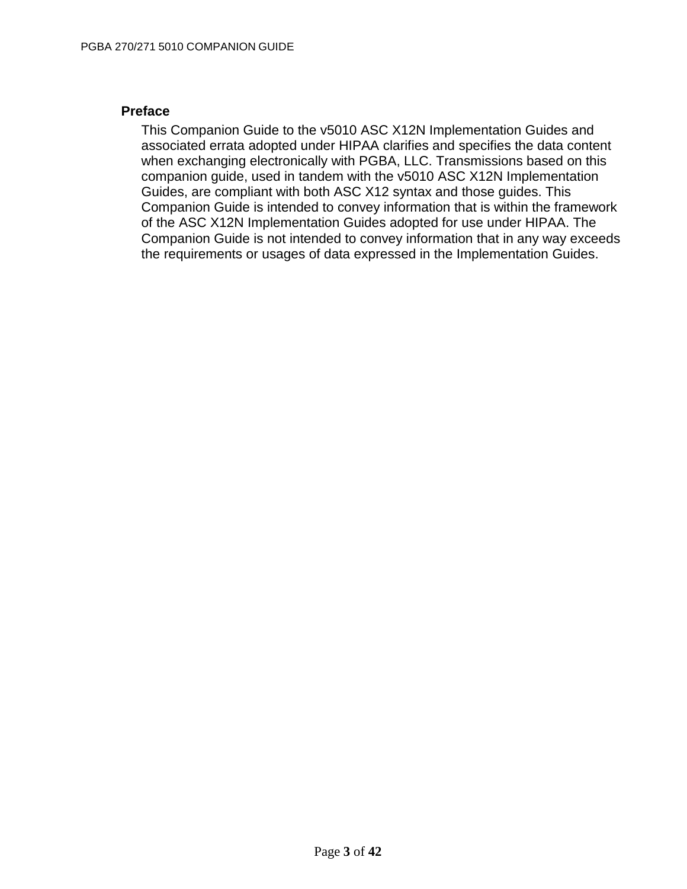## Preface

This Companion Guide to the v5010 ASC X12N Implementation Guides and associated errata adopted under HIPAA clarifies and specifies the data content when exchanging electronically with PGBA, LLC. Transmissions based on this companion guide, used in tandem with the v5010 ASC X12N Implementation Guides, are compliant with both ASC X12 syntax and those guides. This Companion Guide is intended to convey information that is within the framework of the ASC X12N Implementation Guides adopted for use under HIPAA. The Companion Guide is not intended to convey information that in any way exceeds the requirements or usages of data expressed in the Implementation Guides.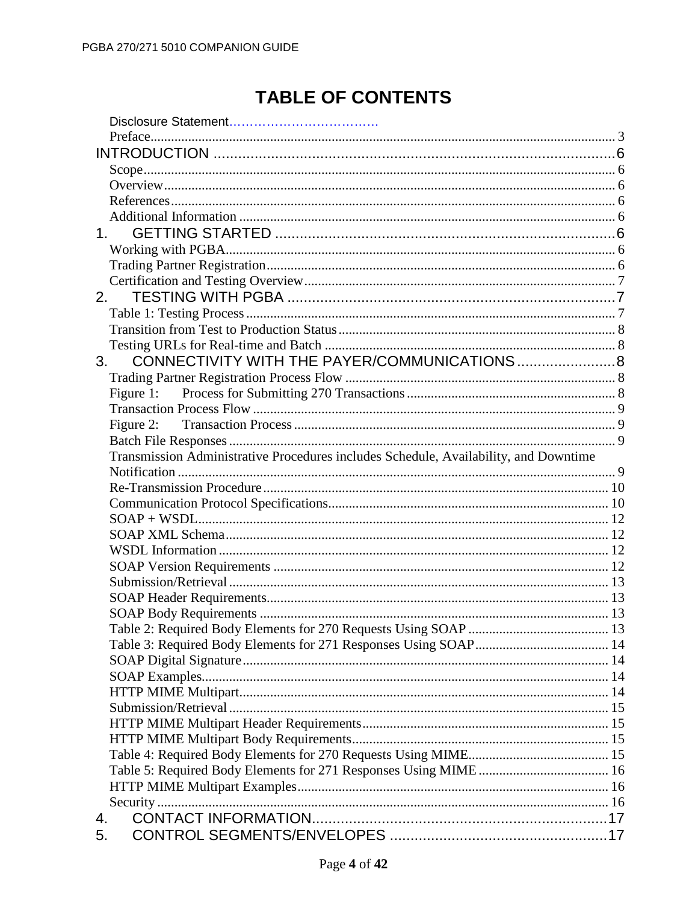# TABLE OF CONTENTS

Disclosure Statement……………………………….

Preface ..................................................................................................................................... 3

INTRODUCTION ...................................................................................................6

Scope ....................................................................................................................................... 6

Overview ................................................................................................................................. 6

References ............................................................................................................................... 6

Additional Information ............................................................................................................ 6

1. GETTING STARTED ....................................................................................6

Working with PGBA ................................................................................................................ 6

Trading Partner Registration .................................................................................................... 6

Certification and Testing Overview ......................................................................................... 7

2. TESTING WITH PGBA ................................................................................7

Table 1: Testing Process .......................................................................................................... 7

Transition from Test to Production Status ............................................................................... 8

Testing URLs for Real-time and Batch ................................................................................... 8

3. CONNECTIVITY WITH THE PAYER/COMMUNICATIONS ........................8

Trading Partner Registration Process Flow ............................................................................. 8

Figure 1: Process for Submitting 270 Transactions ................................................................. 8

Transaction Process Flow ........................................................................................................ 9

Figure 2: Transaction Process .................................................................................................. 9

Batch File Responses ............................................................................................................... 9

Transmission Administrative Procedures includes Schedule, Availability, and Downtime Notification ............................................................................................................................. 9

Re-Transmission Procedure ................................................................................................... 10

Communication Protocol Specifications ................................................................................ 10

SOAP + WSDL ...................................................................................................................... 12

SOAP XML Schema .............................................................................................................. 12

WSDL Information ................................................................................................................ 12

SOAP Version Requirements ................................................................................................ 12

Submission/Retrieval ............................................................................................................. 13

SOAP Header Requirements .................................................................................................. 13

SOAP Body Requirements .................................................................................................... 13

Table 2: Required Body Elements for 270 Requests Using SOAP ........................................ 13

Table 3: Required Body Elements for 271 Responses Using SOAP ...................................... 14

SOAP Digital Signature ......................................................................................................... 14

SOAP Examples ..................................................................................................................... 14

HTTP MIME Multipart .......................................................................................................... 14

Submission/Retrieval ............................................................................................................. 15

HTTP MIME Multipart Header Requirements ....................................................................... 15

HTTP MIME Multipart Body Requirements .......................................................................... 15

Table 4: Required Body Elements for 270 Requests Using MIME ........................................ 15

Table 5: Required Body Elements for 271 Responses Using MIME ...................................... 16

HTTP MIME Multipart Examples .......................................................................................... 16

Security .................................................................................................................................. 16

4. CONTACT INFORMATION .........................................................................17

5. CONTROL SEGMENTS/ENVELOPES ........................................................17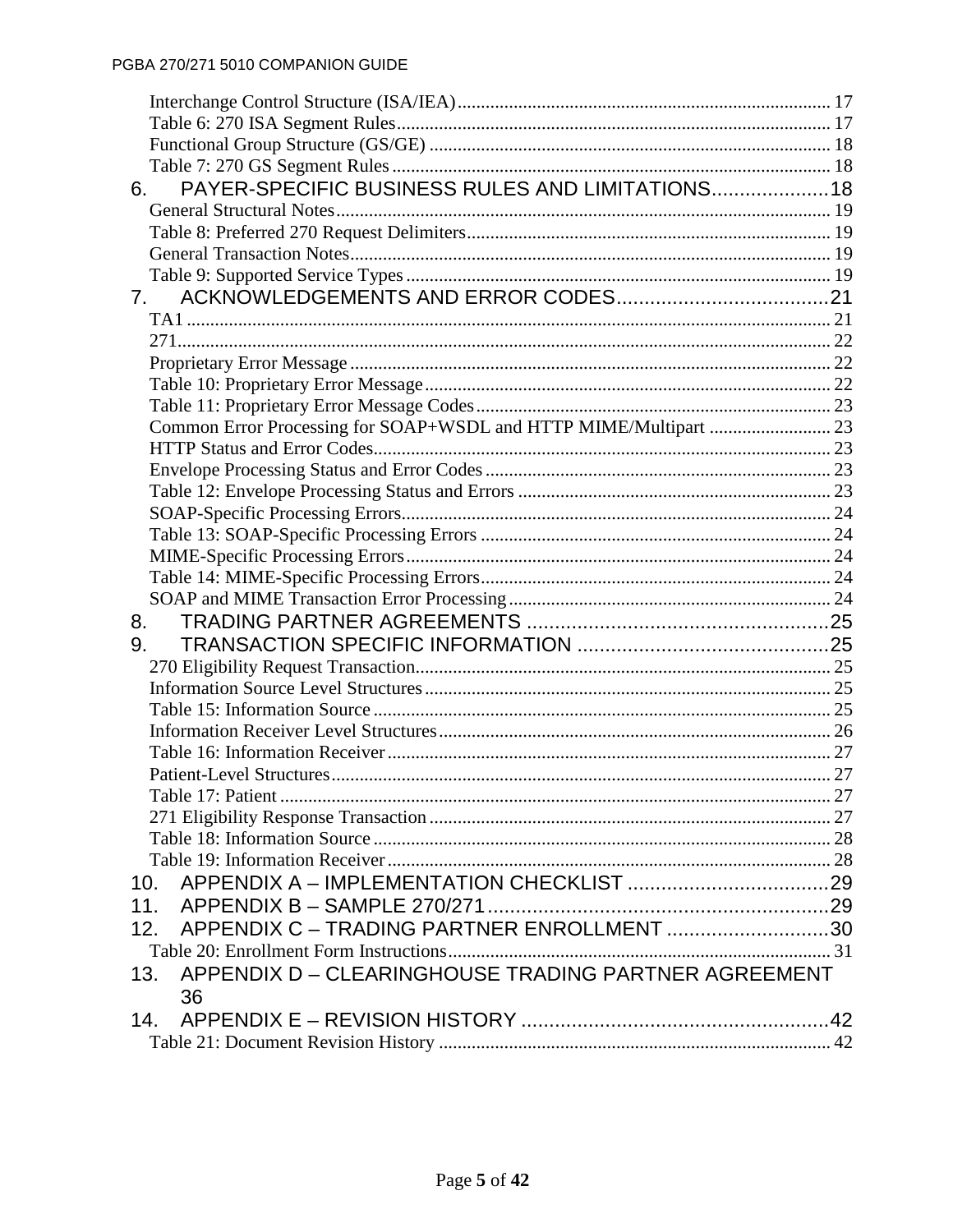Interchange Control Structure (ISA/IEA) ..... 17
Table 6: 270 ISA Segment Rules ..... 17
Functional Group Structure (GS/GE) ..... 18
Table 7: 270 GS Segment Rules ..... 18

6. PAYER-SPECIFIC BUSINESS RULES AND LIMITATIONS ..... 18
General Structural Notes ..... 19
Table 8: Preferred 270 Request Delimiters ..... 19
General Transaction Notes ..... 19
Table 9: Supported Service Types ..... 19

7. ACKNOWLEDGEMENTS AND ERROR CODES ..... 21
TA1 ..... 21
271 ..... 22
Proprietary Error Message ..... 22
Table 10: Proprietary Error Message ..... 22
Table 11: Proprietary Error Message Codes ..... 23
Common Error Processing for SOAP+WSDL and HTTP MIME/Multipart ..... 23
HTTP Status and Error Codes ..... 23
Envelope Processing Status and Error Codes ..... 23
Table 12: Envelope Processing Status and Errors ..... 23
SOAP-Specific Processing Errors ..... 24
Table 13: SOAP-Specific Processing Errors ..... 24
MIME-Specific Processing Errors ..... 24
Table 14: MIME-Specific Processing Errors ..... 24
SOAP and MIME Transaction Error Processing ..... 24

8. TRADING PARTNER AGREEMENTS ..... 25

9. TRANSACTION SPECIFIC INFORMATION ..... 25
270 Eligibility Request Transaction ..... 25
Information Source Level Structures ..... 25
Table 15: Information Source ..... 25
Information Receiver Level Structures ..... 26
Table 16: Information Receiver ..... 27
Patient-Level Structures ..... 27
Table 17: Patient ..... 27
271 Eligibility Response Transaction ..... 27
Table 18: Information Source ..... 28
Table 19: Information Receiver ..... 28

10. APPENDIX A – IMPLEMENTATION CHECKLIST ..... 29

11. APPENDIX B – SAMPLE 270/271 ..... 29

12. APPENDIX C – TRADING PARTNER ENROLLMENT ..... 30
Table 20: Enrollment Form Instructions ..... 31

13. APPENDIX D – CLEARINGHOUSE TRADING PARTNER AGREEMENT 36

14. APPENDIX E – REVISION HISTORY ..... 42
Table 21: Document Revision History ..... 42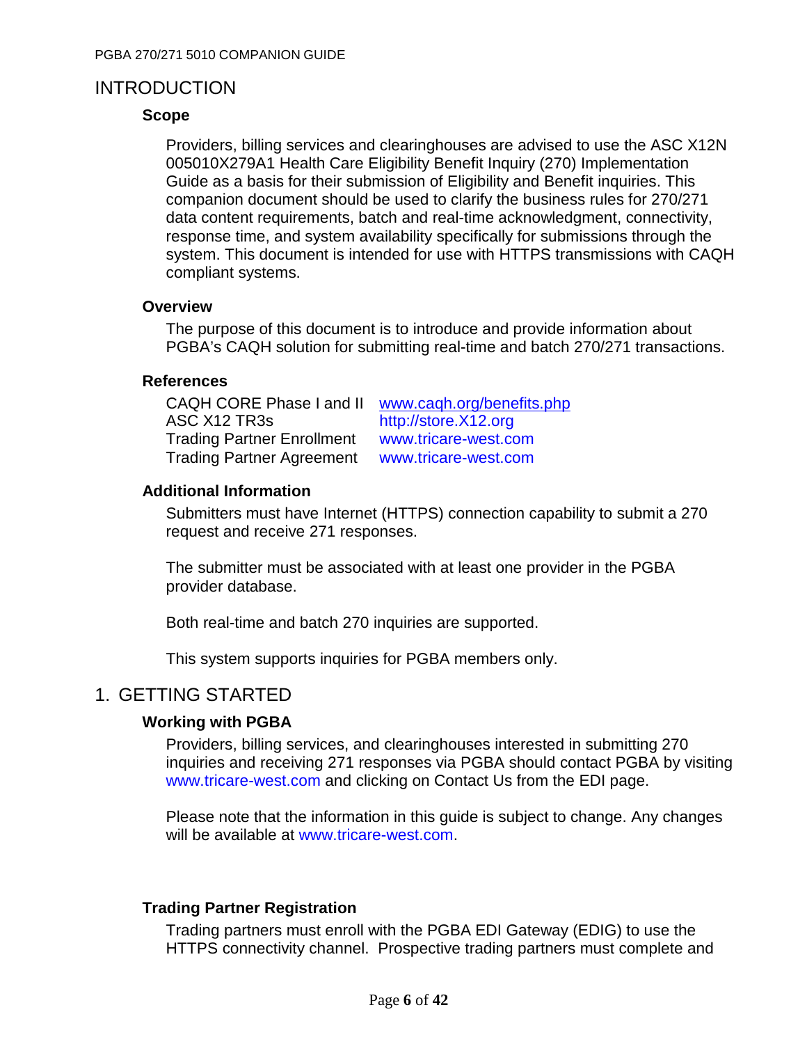# INTRODUCTION

### Scope

Providers, billing services and clearinghouses are advised to use the ASC X12N 005010X279A1 Health Care Eligibility Benefit Inquiry (270) Implementation Guide as a basis for their submission of Eligibility and Benefit inquiries. This companion document should be used to clarify the business rules for 270/271 data content requirements, batch and real-time acknowledgment, connectivity, response time, and system availability specifically for submissions through the system. This document is intended for use with HTTPS transmissions with CAQH compliant systems.

### Overview

The purpose of this document is to introduce and provide information about PGBA's CAQH solution for submitting real-time and batch 270/271 transactions.

### References

| | |
|---|---|
| CAQH CORE Phase I and II | www.caqh.org/benefits.php |
| ASC X12 TR3s | http://store.X12.org |
| Trading Partner Enrollment | www.tricare-west.com |
| Trading Partner Agreement | www.tricare-west.com |

### Additional Information

Submitters must have Internet (HTTPS) connection capability to submit a 270 request and receive 271 responses.

The submitter must be associated with at least one provider in the PGBA provider database.

Both real-time and batch 270 inquiries are supported.

This system supports inquiries for PGBA members only.

# 1. GETTING STARTED

### Working with PGBA

Providers, billing services, and clearinghouses interested in submitting 270 inquiries and receiving 271 responses via PGBA should contact PGBA by visiting www.tricare-west.com and clicking on Contact Us from the EDI page.

Please note that the information in this guide is subject to change. Any changes will be available at www.tricare-west.com.

### Trading Partner Registration

Trading partners must enroll with the PGBA EDI Gateway (EDIG) to use the HTTPS connectivity channel. Prospective trading partners must complete and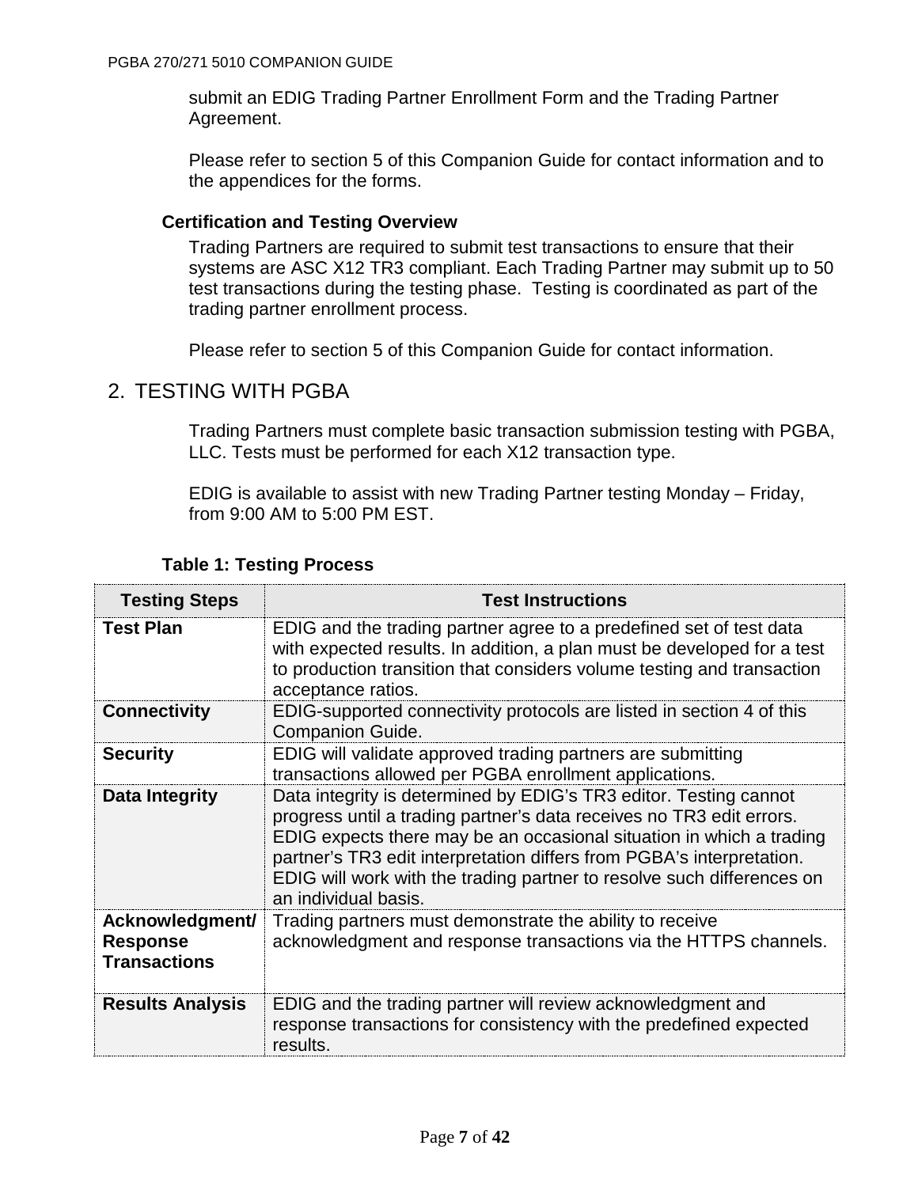submit an EDIG Trading Partner Enrollment Form and the Trading Partner Agreement.

Please refer to section 5 of this Companion Guide for contact information and to the appendices for the forms.

### Certification and Testing Overview

Trading Partners are required to submit test transactions to ensure that their systems are ASC X12 TR3 compliant. Each Trading Partner may submit up to 50 test transactions during the testing phase. Testing is coordinated as part of the trading partner enrollment process.

Please refer to section 5 of this Companion Guide for contact information.

## 2. TESTING WITH PGBA

Trading Partners must complete basic transaction submission testing with PGBA, LLC. Tests must be performed for each X12 transaction type.

EDIG is available to assist with new Trading Partner testing Monday – Friday, from 9:00 AM to 5:00 PM EST.

**Table 1: Testing Process**

| Testing Steps | Test Instructions |
|---|---|
| **Test Plan** | EDIG and the trading partner agree to a predefined set of test data with expected results. In addition, a plan must be developed for a test to production transition that considers volume testing and transaction acceptance ratios. |
| **Connectivity** | EDIG-supported connectivity protocols are listed in section 4 of this Companion Guide. |
| **Security** | EDIG will validate approved trading partners are submitting transactions allowed per PGBA enrollment applications. |
| **Data Integrity** | Data integrity is determined by EDIG's TR3 editor. Testing cannot progress until a trading partner's data receives no TR3 edit errors. EDIG expects there may be an occasional situation in which a trading partner's TR3 edit interpretation differs from PGBA's interpretation. EDIG will work with the trading partner to resolve such differences on an individual basis. |
| **Acknowledgment/ Response Transactions** | Trading partners must demonstrate the ability to receive acknowledgment and response transactions via the HTTPS channels. |
| **Results Analysis** | EDIG and the trading partner will review acknowledgment and response transactions for consistency with the predefined expected results. |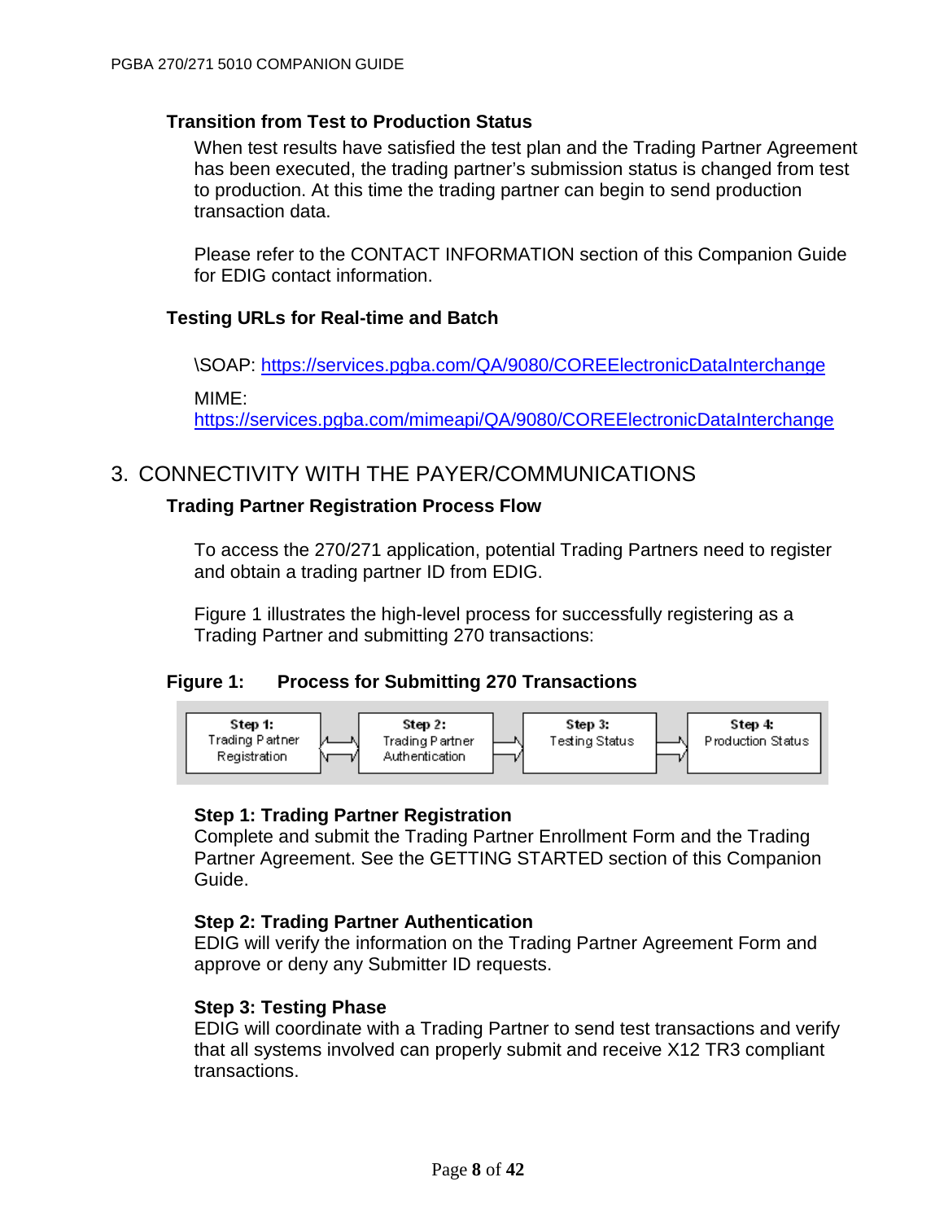### Transition from Test to Production Status

When test results have satisfied the test plan and the Trading Partner Agreement has been executed, the trading partner's submission status is changed from test to production. At this time the trading partner can begin to send production transaction data.

Please refer to the CONTACT INFORMATION section of this Companion Guide for EDIG contact information.

### Testing URLs for Real-time and Batch

\SOAP: https://services.pgba.com/QA/9080/COREElectronicDataInterchange

MIME:
https://services.pgba.com/mimeapi/QA/9080/COREElectronicDataInterchange

## 3. CONNECTIVITY WITH THE PAYER/COMMUNICATIONS

### Trading Partner Registration Process Flow

To access the 270/271 application, potential Trading Partners need to register and obtain a trading partner ID from EDIG.

Figure 1 illustrates the high-level process for successfully registering as a Trading Partner and submitting 270 transactions:

**Figure 1: Process for Submitting 270 Transactions**

| Step 1: Trading Partner Registration | ⇔ | Step 2: Trading Partner Authentication | ⇒ | Step 3: Testing Status | ⇒ | Step 4: Production Status |
|---|---|---|---|---|---|---|

**Step 1: Trading Partner Registration**
Complete and submit the Trading Partner Enrollment Form and the Trading Partner Agreement. See the GETTING STARTED section of this Companion Guide.

**Step 2: Trading Partner Authentication**
EDIG will verify the information on the Trading Partner Agreement Form and approve or deny any Submitter ID requests.

**Step 3: Testing Phase**
EDIG will coordinate with a Trading Partner to send test transactions and verify that all systems involved can properly submit and receive X12 TR3 compliant transactions.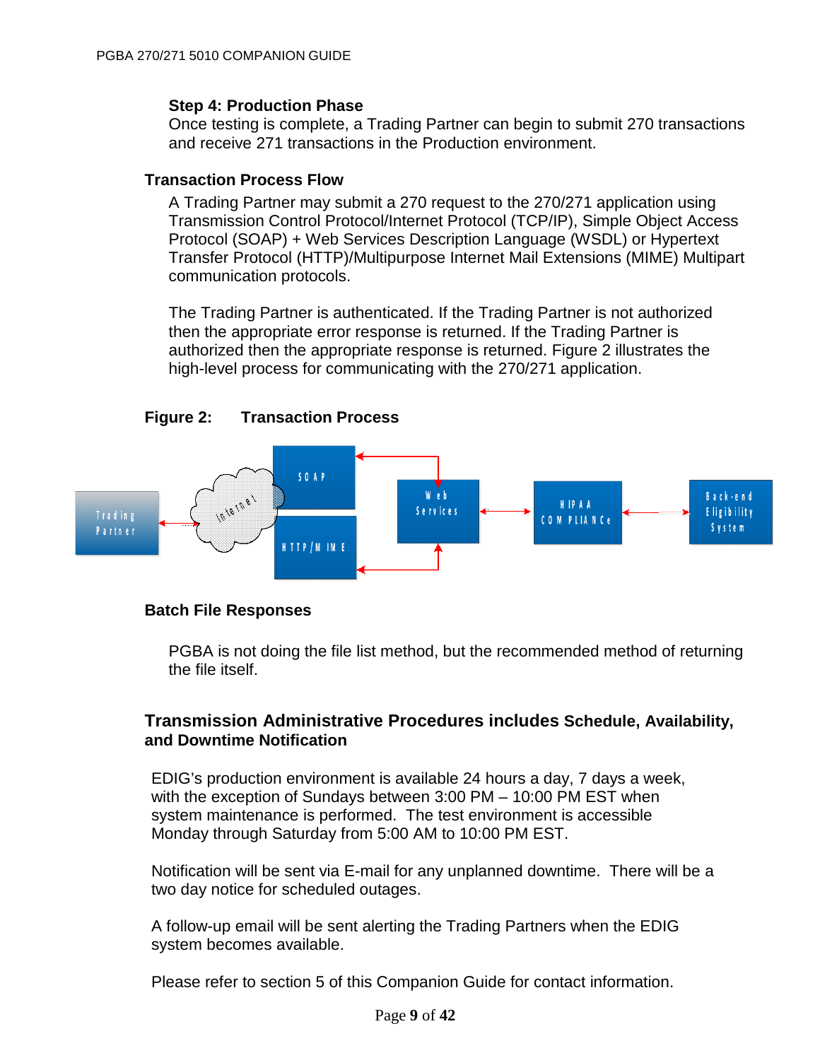### Step 4: Production Phase

Once testing is complete, a Trading Partner can begin to submit 270 transactions and receive 271 transactions in the Production environment.

### Transaction Process Flow

A Trading Partner may submit a 270 request to the 270/271 application using Transmission Control Protocol/Internet Protocol (TCP/IP), Simple Object Access Protocol (SOAP) + Web Services Description Language (WSDL) or Hypertext Transfer Protocol (HTTP)/Multipurpose Internet Mail Extensions (MIME) Multipart communication protocols.

The Trading Partner is authenticated. If the Trading Partner is not authorized then the appropriate error response is returned. If the Trading Partner is authorized then the appropriate response is returned. Figure 2 illustrates the high-level process for communicating with the 270/271 application.

**Figure 2: Transaction Process**

### Batch File Responses

PGBA is not doing the file list method, but the recommended method of returning the file itself.

## Transmission Administrative Procedures includes Schedule, Availability, and Downtime Notification

EDIG's production environment is available 24 hours a day, 7 days a week, with the exception of Sundays between 3:00 PM – 10:00 PM EST when system maintenance is performed. The test environment is accessible Monday through Saturday from 5:00 AM to 10:00 PM EST.

Notification will be sent via E-mail for any unplanned downtime. There will be a two day notice for scheduled outages.

A follow-up email will be sent alerting the Trading Partners when the EDIG system becomes available.

Please refer to section 5 of this Companion Guide for contact information.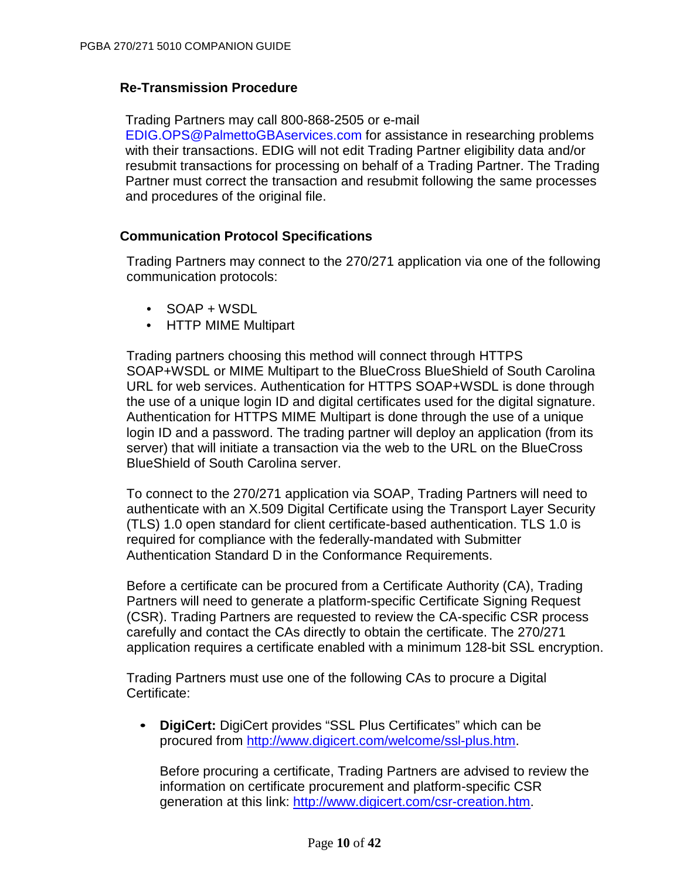### Re-Transmission Procedure

Trading Partners may call 800-868-2505 or e-mail EDIG.OPS@PalmettoGBAservices.com for assistance in researching problems with their transactions. EDIG will not edit Trading Partner eligibility data and/or resubmit transactions for processing on behalf of a Trading Partner. The Trading Partner must correct the transaction and resubmit following the same processes and procedures of the original file.

### Communication Protocol Specifications

Trading Partners may connect to the 270/271 application via one of the following communication protocols:

- SOAP + WSDL
- HTTP MIME Multipart

Trading partners choosing this method will connect through HTTPS SOAP+WSDL or MIME Multipart to the BlueCross BlueShield of South Carolina URL for web services. Authentication for HTTPS SOAP+WSDL is done through the use of a unique login ID and digital certificates used for the digital signature. Authentication for HTTPS MIME Multipart is done through the use of a unique login ID and a password. The trading partner will deploy an application (from its server) that will initiate a transaction via the web to the URL on the BlueCross BlueShield of South Carolina server.

To connect to the 270/271 application via SOAP, Trading Partners will need to authenticate with an X.509 Digital Certificate using the Transport Layer Security (TLS) 1.0 open standard for client certificate-based authentication. TLS 1.0 is required for compliance with the federally-mandated with Submitter Authentication Standard D in the Conformance Requirements.

Before a certificate can be procured from a Certificate Authority (CA), Trading Partners will need to generate a platform-specific Certificate Signing Request (CSR). Trading Partners are requested to review the CA-specific CSR process carefully and contact the CAs directly to obtain the certificate. The 270/271 application requires a certificate enabled with a minimum 128-bit SSL encryption.

Trading Partners must use one of the following CAs to procure a Digital Certificate:

- **DigiCert:** DigiCert provides "SSL Plus Certificates" which can be procured from http://www.digicert.com/welcome/ssl-plus.htm.

  Before procuring a certificate, Trading Partners are advised to review the information on certificate procurement and platform-specific CSR generation at this link: http://www.digicert.com/csr-creation.htm.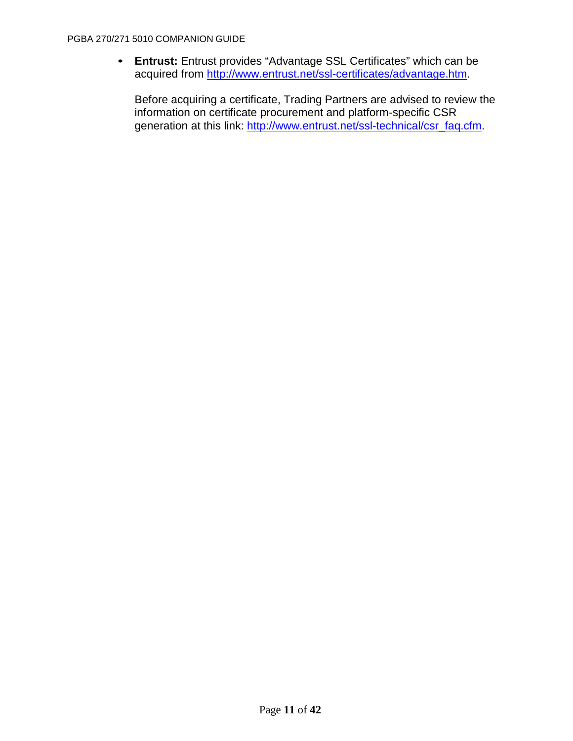- **Entrust:** Entrust provides "Advantage SSL Certificates" which can be acquired from http://www.entrust.net/ssl-certificates/advantage.htm.

  Before acquiring a certificate, Trading Partners are advised to review the information on certificate procurement and platform-specific CSR generation at this link: http://www.entrust.net/ssl-technical/csr_faq.cfm.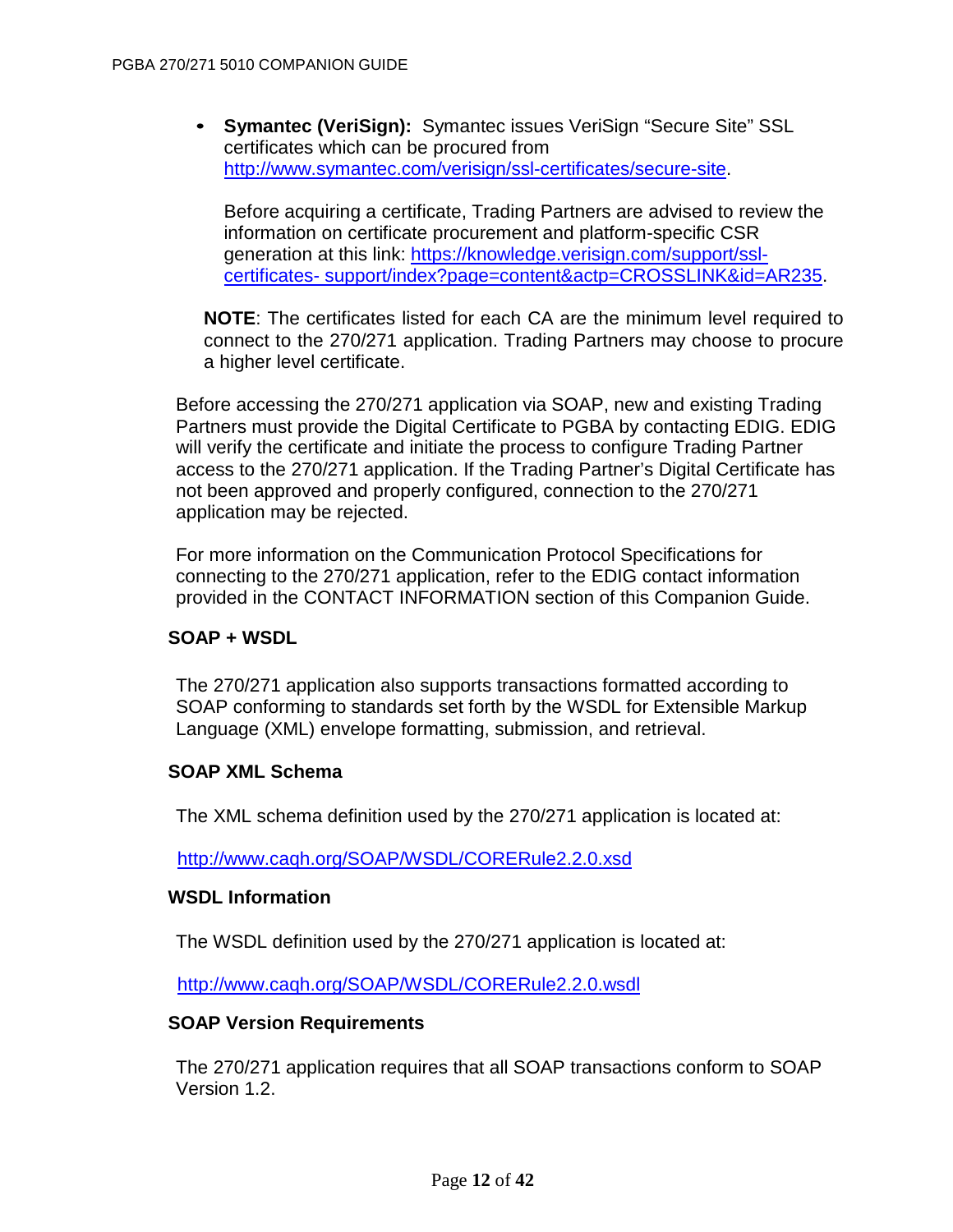- **Symantec (VeriSign):** Symantec issues VeriSign "Secure Site" SSL certificates which can be procured from http://www.symantec.com/verisign/ssl-certificates/secure-site.

  Before acquiring a certificate, Trading Partners are advised to review the information on certificate procurement and platform-specific CSR generation at this link: https://knowledge.verisign.com/support/ssl-certificates- support/index?page=content&actp=CROSSLINK&id=AR235.

**NOTE**: The certificates listed for each CA are the minimum level required to connect to the 270/271 application. Trading Partners may choose to procure a higher level certificate.

Before accessing the 270/271 application via SOAP, new and existing Trading Partners must provide the Digital Certificate to PGBA by contacting EDIG. EDIG will verify the certificate and initiate the process to configure Trading Partner access to the 270/271 application. If the Trading Partner's Digital Certificate has not been approved and properly configured, connection to the 270/271 application may be rejected.

For more information on the Communication Protocol Specifications for connecting to the 270/271 application, refer to the EDIG contact information provided in the CONTACT INFORMATION section of this Companion Guide.

### SOAP + WSDL

The 270/271 application also supports transactions formatted according to SOAP conforming to standards set forth by the WSDL for Extensible Markup Language (XML) envelope formatting, submission, and retrieval.

### SOAP XML Schema

The XML schema definition used by the 270/271 application is located at:

http://www.caqh.org/SOAP/WSDL/CORERule2.2.0.xsd

### WSDL Information

The WSDL definition used by the 270/271 application is located at:

http://www.caqh.org/SOAP/WSDL/CORERule2.2.0.wsdl

### SOAP Version Requirements

The 270/271 application requires that all SOAP transactions conform to SOAP Version 1.2.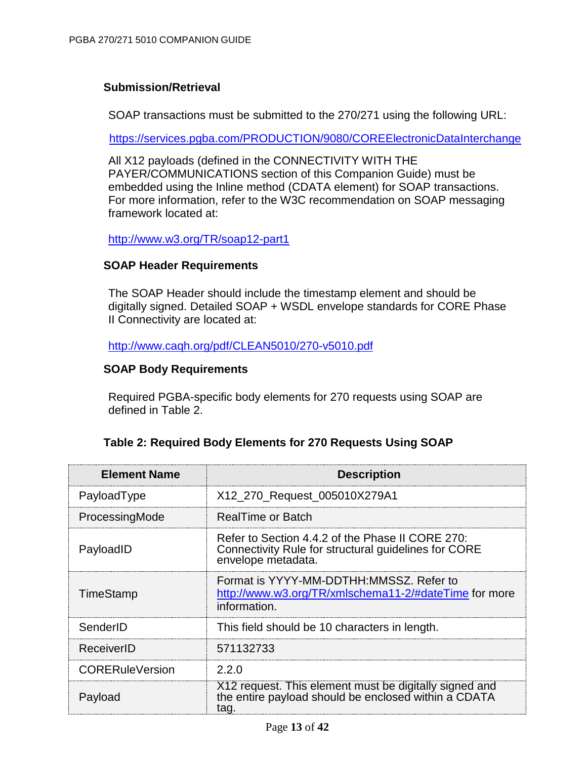### Submission/Retrieval

SOAP transactions must be submitted to the 270/271 using the following URL:

https://services.pgba.com/PRODUCTION/9080/COREElectronicDataInterchange

All X12 payloads (defined in the CONNECTIVITY WITH THE PAYER/COMMUNICATIONS section of this Companion Guide) must be embedded using the Inline method (CDATA element) for SOAP transactions. For more information, refer to the W3C recommendation on SOAP messaging framework located at:

http://www.w3.org/TR/soap12-part1

### SOAP Header Requirements

The SOAP Header should include the timestamp element and should be digitally signed. Detailed SOAP + WSDL envelope standards for CORE Phase II Connectivity are located at:

http://www.caqh.org/pdf/CLEAN5010/270-v5010.pdf

### SOAP Body Requirements

Required PGBA-specific body elements for 270 requests using SOAP are defined in Table 2.

**Table 2: Required Body Elements for 270 Requests Using SOAP**

| Element Name | Description |
|---|---|
| PayloadType | X12_270_Request_005010X279A1 |
| ProcessingMode | RealTime or Batch |
| PayloadID | Refer to Section 4.4.2 of the Phase II CORE 270: Connectivity Rule for structural guidelines for CORE envelope metadata. |
| TimeStamp | Format is YYYY-MM-DDTHH:MMSSZ. Refer to http://www.w3.org/TR/xmlschema11-2/#dateTime for more information. |
| SenderID | This field should be 10 characters in length. |
| ReceiverID | 571132733 |
| CORERuleVersion | 2.2.0 |
| Payload | X12 request. This element must be digitally signed and the entire payload should be enclosed within a CDATA tag. |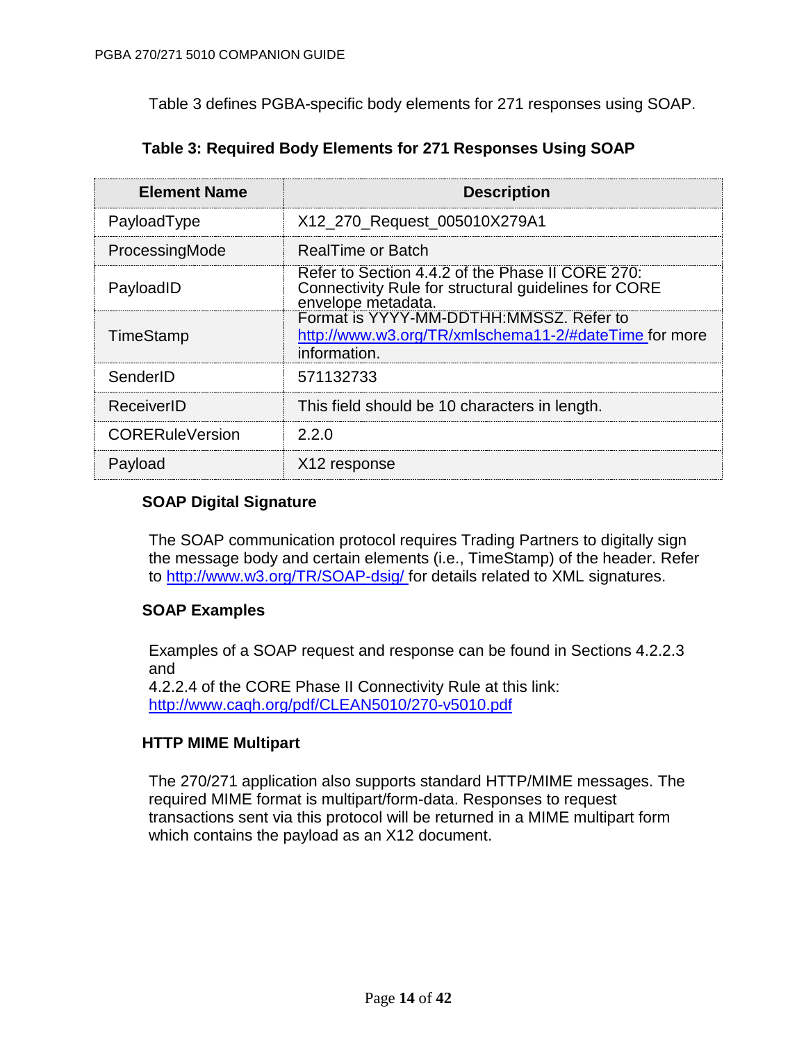Table 3 defines PGBA-specific body elements for 271 responses using SOAP.

**Table 3: Required Body Elements for 271 Responses Using SOAP**

| Element Name | Description |
|---|---|
| PayloadType | X12_270_Request_005010X279A1 |
| ProcessingMode | RealTime or Batch |
| PayloadID | Refer to Section 4.4.2 of the Phase II CORE 270: Connectivity Rule for structural guidelines for CORE envelope metadata. |
| TimeStamp | Format is YYYY-MM-DDTHH:MMSSZ. Refer to http://www.w3.org/TR/xmlschema11-2/#dateTime for more information. |
| SenderID | 571132733 |
| ReceiverID | This field should be 10 characters in length. |
| CORERuleVersion | 2.2.0 |
| Payload | X12 response |

### SOAP Digital Signature

The SOAP communication protocol requires Trading Partners to digitally sign the message body and certain elements (i.e., TimeStamp) of the header. Refer to http://www.w3.org/TR/SOAP-dsig/ for details related to XML signatures.

### SOAP Examples

Examples of a SOAP request and response can be found in Sections 4.2.2.3 and
4.2.2.4 of the CORE Phase II Connectivity Rule at this link:
http://www.caqh.org/pdf/CLEAN5010/270-v5010.pdf

### HTTP MIME Multipart

The 270/271 application also supports standard HTTP/MIME messages. The required MIME format is multipart/form-data. Responses to request transactions sent via this protocol will be returned in a MIME multipart form which contains the payload as an X12 document.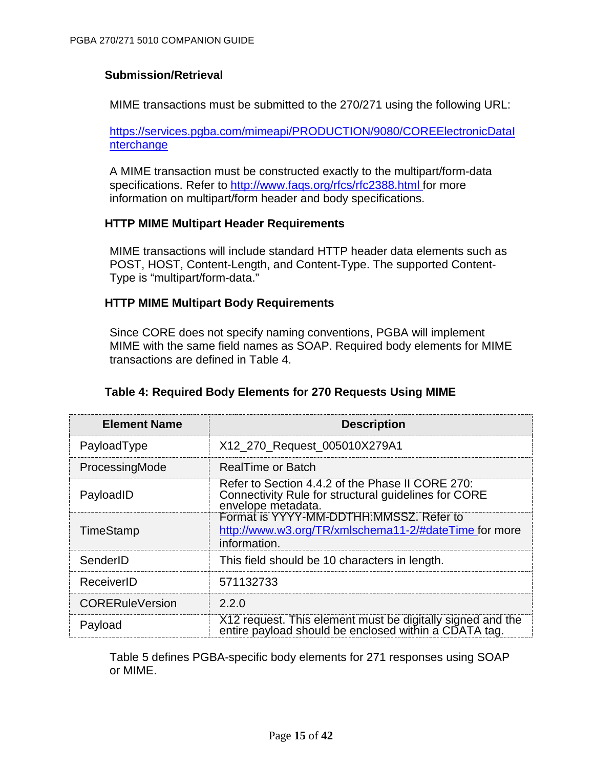### Submission/Retrieval

MIME transactions must be submitted to the 270/271 using the following URL:

https://services.pgba.com/mimeapi/PRODUCTION/9080/COREElectronicDataInterchange

A MIME transaction must be constructed exactly to the multipart/form-data specifications. Refer to http://www.faqs.org/rfcs/rfc2388.html for more information on multipart/form header and body specifications.

### HTTP MIME Multipart Header Requirements

MIME transactions will include standard HTTP header data elements such as POST, HOST, Content-Length, and Content-Type. The supported Content-Type is “multipart/form-data.”

### HTTP MIME Multipart Body Requirements

Since CORE does not specify naming conventions, PGBA will implement MIME with the same field names as SOAP. Required body elements for MIME transactions are defined in Table 4.

**Table 4: Required Body Elements for 270 Requests Using MIME**

| Element Name | Description |
|---|---|
| PayloadType | X12_270_Request_005010X279A1 |
| ProcessingMode | RealTime or Batch |
| PayloadID | Refer to Section 4.4.2 of the Phase II CORE 270: Connectivity Rule for structural guidelines for CORE envelope metadata. |
| TimeStamp | Format is YYYY-MM-DDTHH:MMSSZ. Refer to http://www.w3.org/TR/xmlschema11-2/#dateTime for more information. |
| SenderID | This field should be 10 characters in length. |
| ReceiverID | 571132733 |
| CORERuleVersion | 2.2.0 |
| Payload | X12 request. This element must be digitally signed and the entire payload should be enclosed within a CDATA tag. |

Table 5 defines PGBA-specific body elements for 271 responses using SOAP or MIME.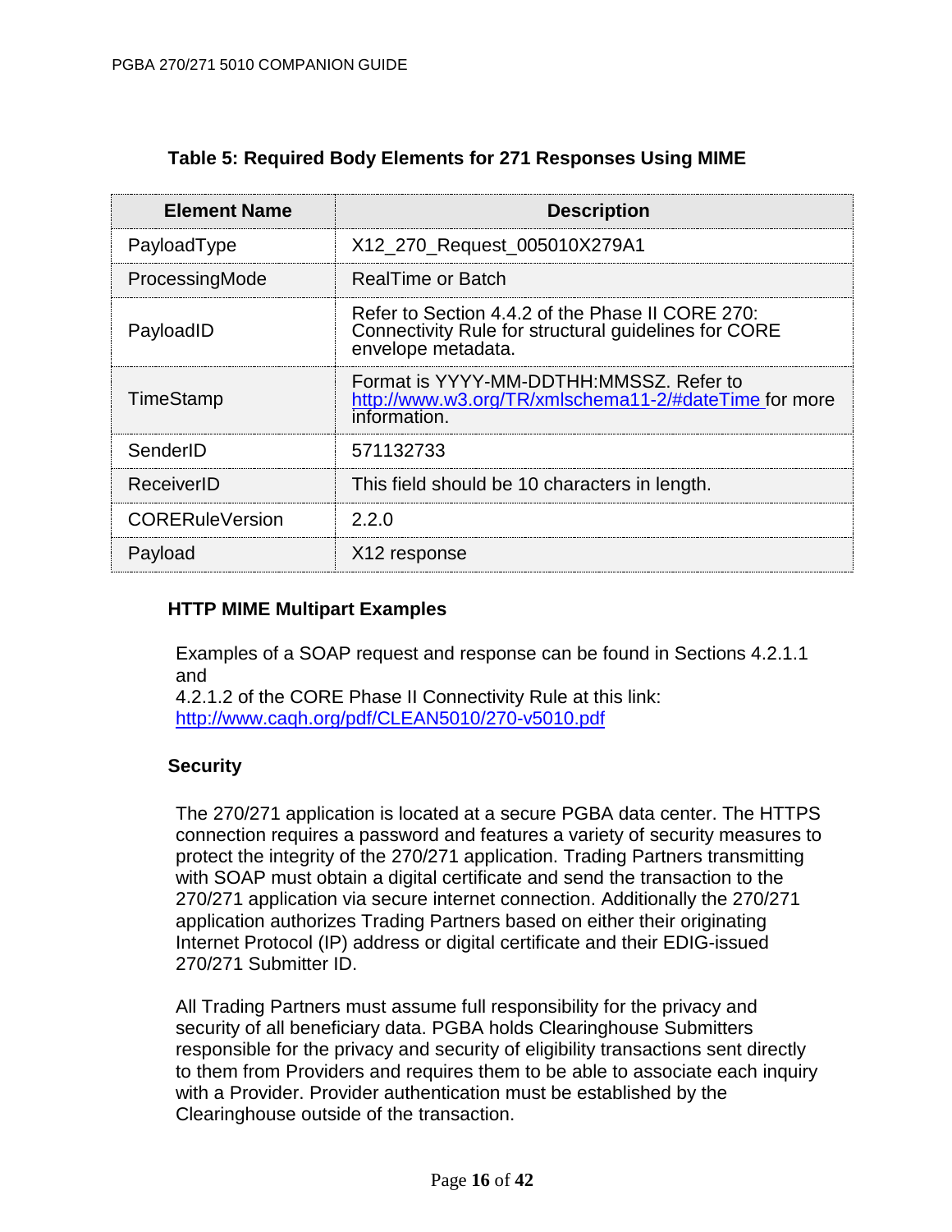**Table 5: Required Body Elements for 271 Responses Using MIME**

| Element Name | Description |
|---|---|
| PayloadType | X12_270_Request_005010X279A1 |
| ProcessingMode | RealTime or Batch |
| PayloadID | Refer to Section 4.4.2 of the Phase II CORE 270: Connectivity Rule for structural guidelines for CORE envelope metadata. |
| TimeStamp | Format is YYYY-MM-DDTHH:MMSSZ. Refer to http://www.w3.org/TR/xmlschema11-2/#dateTime for more information. |
| SenderID | 571132733 |
| ReceiverID | This field should be 10 characters in length. |
| CORERuleVersion | 2.2.0 |
| Payload | X12 response |

### HTTP MIME Multipart Examples

Examples of a SOAP request and response can be found in Sections 4.2.1.1 and
4.2.1.2 of the CORE Phase II Connectivity Rule at this link:
http://www.caqh.org/pdf/CLEAN5010/270-v5010.pdf

### Security

The 270/271 application is located at a secure PGBA data center. The HTTPS connection requires a password and features a variety of security measures to protect the integrity of the 270/271 application. Trading Partners transmitting with SOAP must obtain a digital certificate and send the transaction to the 270/271 application via secure internet connection. Additionally the 270/271 application authorizes Trading Partners based on either their originating Internet Protocol (IP) address or digital certificate and their EDIG-issued 270/271 Submitter ID.

All Trading Partners must assume full responsibility for the privacy and security of all beneficiary data. PGBA holds Clearinghouse Submitters responsible for the privacy and security of eligibility transactions sent directly to them from Providers and requires them to be able to associate each inquiry with a Provider. Provider authentication must be established by the Clearinghouse outside of the transaction.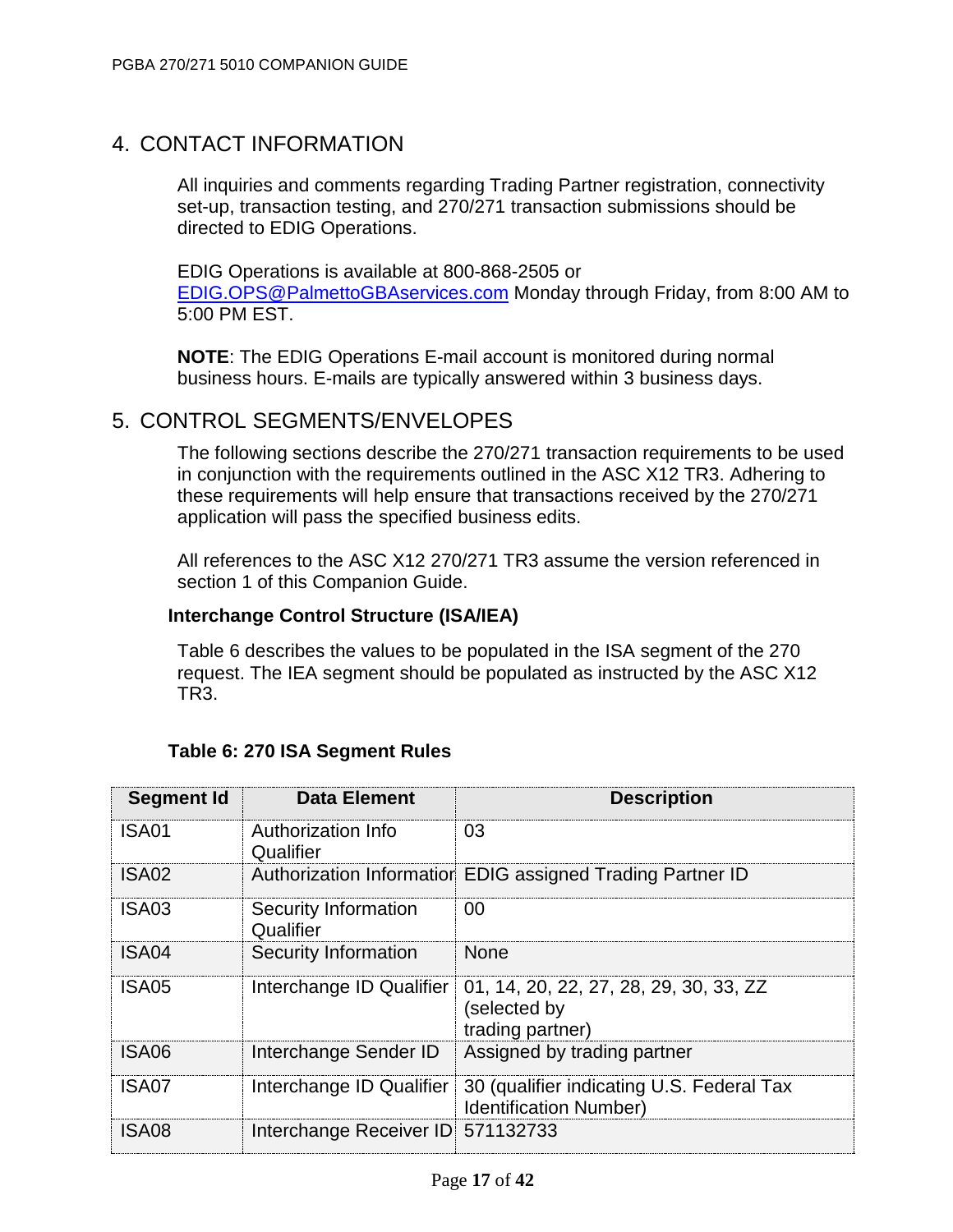# 4. CONTACT INFORMATION

All inquiries and comments regarding Trading Partner registration, connectivity set-up, transaction testing, and 270/271 transaction submissions should be directed to EDIG Operations.

EDIG Operations is available at 800-868-2505 or EDIG.OPS@PalmettoGBAservices.com Monday through Friday, from 8:00 AM to 5:00 PM EST.

**NOTE**: The EDIG Operations E-mail account is monitored during normal business hours. E-mails are typically answered within 3 business days.

# 5. CONTROL SEGMENTS/ENVELOPES

The following sections describe the 270/271 transaction requirements to be used in conjunction with the requirements outlined in the ASC X12 TR3. Adhering to these requirements will help ensure that transactions received by the 270/271 application will pass the specified business edits.

All references to the ASC X12 270/271 TR3 assume the version referenced in section 1 of this Companion Guide.

### Interchange Control Structure (ISA/IEA)

Table 6 describes the values to be populated in the ISA segment of the 270 request. The IEA segment should be populated as instructed by the ASC X12 TR3.

**Table 6: 270 ISA Segment Rules**

| Segment Id | Data Element | Description |
|---|---|---|
| ISA01 | Authorization Info Qualifier | 03 |
| ISA02 | Authorization Information | EDIG assigned Trading Partner ID |
| ISA03 | Security Information Qualifier | 00 |
| ISA04 | Security Information | None |
| ISA05 | Interchange ID Qualifier | 01, 14, 20, 22, 27, 28, 29, 30, 33, ZZ (selected by trading partner) |
| ISA06 | Interchange Sender ID | Assigned by trading partner |
| ISA07 | Interchange ID Qualifier | 30 (qualifier indicating U.S. Federal Tax Identification Number) |
| ISA08 | Interchange Receiver ID | 571132733 |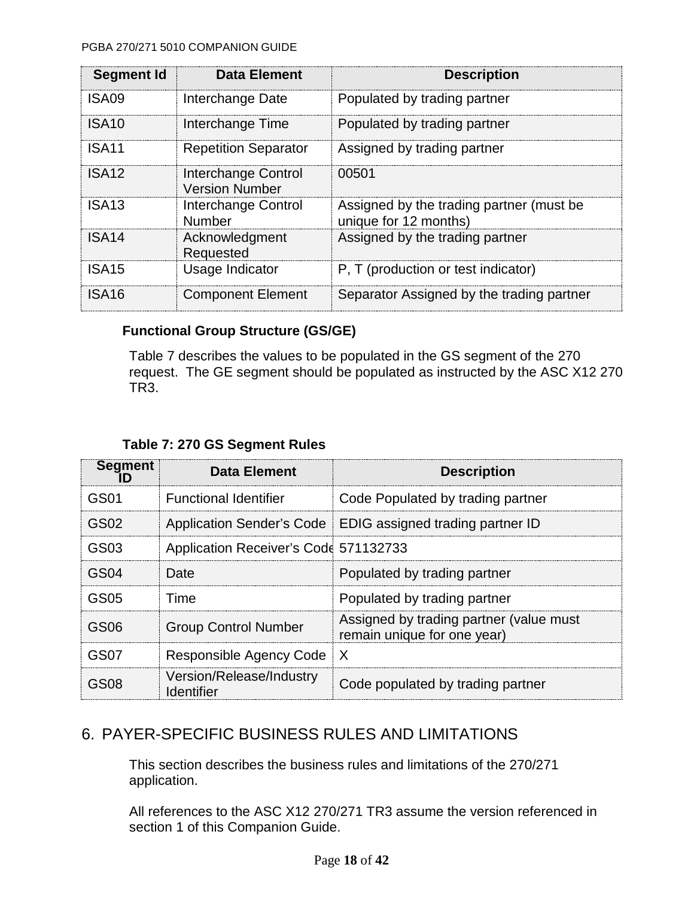| Segment Id | Data Element | Description |
|---|---|---|
| ISA09 | Interchange Date | Populated by trading partner |
| ISA10 | Interchange Time | Populated by trading partner |
| ISA11 | Repetition Separator | Assigned by trading partner |
| ISA12 | Interchange Control Version Number | 00501 |
| ISA13 | Interchange Control Number | Assigned by the trading partner (must be unique for 12 months) |
| ISA14 | Acknowledgment Requested | Assigned by the trading partner |
| ISA15 | Usage Indicator | P, T (production or test indicator) |
| ISA16 | Component Element | Separator Assigned by the trading partner |

### Functional Group Structure (GS/GE)

Table 7 describes the values to be populated in the GS segment of the 270 request. The GE segment should be populated as instructed by the ASC X12 270 TR3.

**Table 7: 270 GS Segment Rules**

| Segment ID | Data Element | Description |
|---|---|---|
| GS01 | Functional Identifier | Code Populated by trading partner |
| GS02 | Application Sender's Code | EDIG assigned trading partner ID |
| GS03 | Application Receiver's Code | 571132733 |
| GS04 | Date | Populated by trading partner |
| GS05 | Time | Populated by trading partner |
| GS06 | Group Control Number | Assigned by trading partner (value must remain unique for one year) |
| GS07 | Responsible Agency Code | X |
| GS08 | Version/Release/Industry Identifier | Code populated by trading partner |

## 6. PAYER-SPECIFIC BUSINESS RULES AND LIMITATIONS

This section describes the business rules and limitations of the 270/271 application.

All references to the ASC X12 270/271 TR3 assume the version referenced in section 1 of this Companion Guide.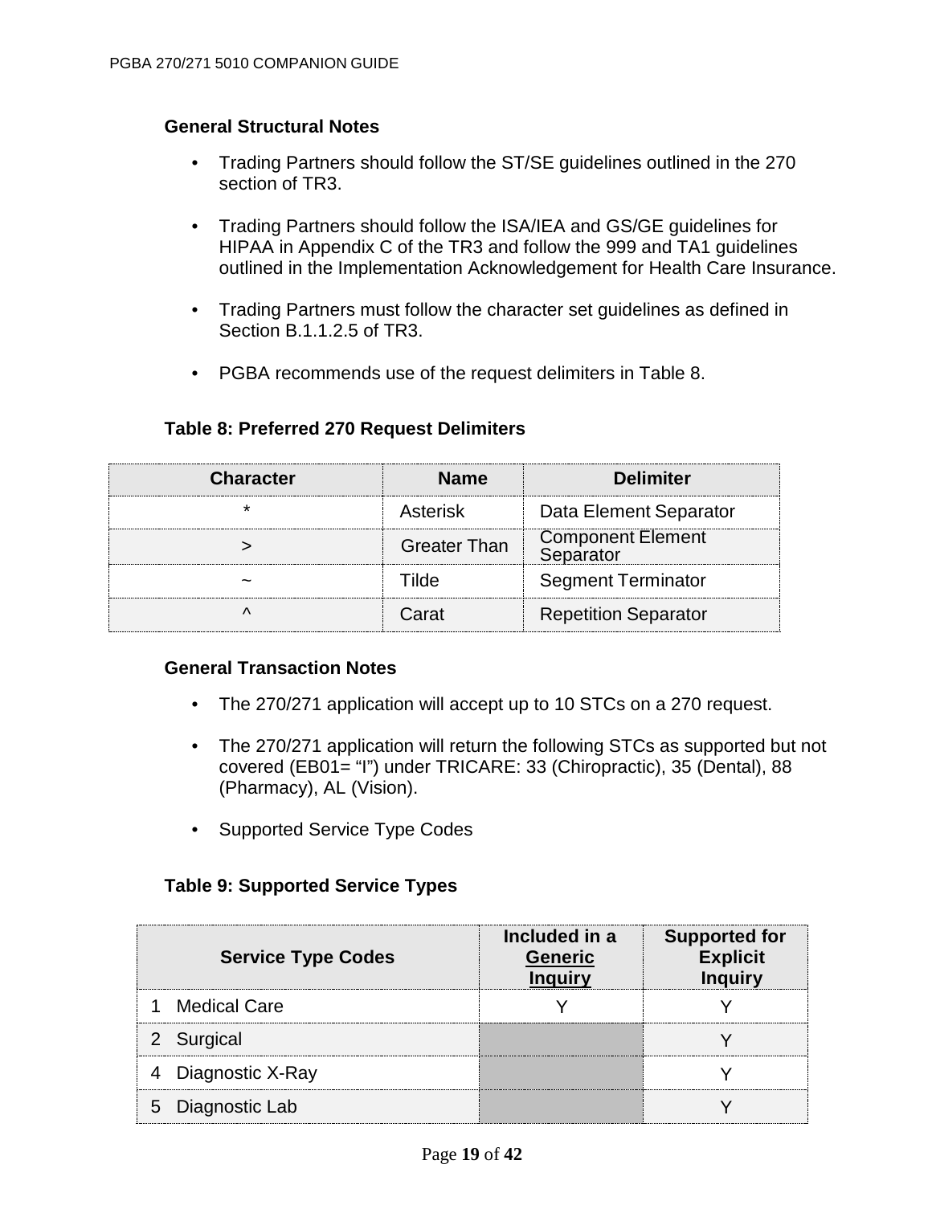### General Structural Notes

- Trading Partners should follow the ST/SE guidelines outlined in the 270 section of TR3.
- Trading Partners should follow the ISA/IEA and GS/GE guidelines for HIPAA in Appendix C of the TR3 and follow the 999 and TA1 guidelines outlined in the Implementation Acknowledgement for Health Care Insurance.
- Trading Partners must follow the character set guidelines as defined in Section B.1.1.2.5 of TR3.
- PGBA recommends use of the request delimiters in Table 8.

**Table 8: Preferred 270 Request Delimiters**

| Character | Name | Delimiter |
|---|---|---|
| * | Asterisk | Data Element Separator |
| > | Greater Than | Component Element Separator |
| ~ | Tilde | Segment Terminator |
| ^ | Carat | Repetition Separator |

### General Transaction Notes

- The 270/271 application will accept up to 10 STCs on a 270 request.
- The 270/271 application will return the following STCs as supported but not covered (EB01= “I”) under TRICARE: 33 (Chiropractic), 35 (Dental), 88 (Pharmacy), AL (Vision).
- Supported Service Type Codes

**Table 9: Supported Service Types**

| Service Type Codes | Included in a Generic Inquiry | Supported for Explicit Inquiry |
|---|---|---|
| 1 Medical Care | Y | Y |
| 2 Surgical | | Y |
| 4 Diagnostic X-Ray | | Y |
| 5 Diagnostic Lab | | Y |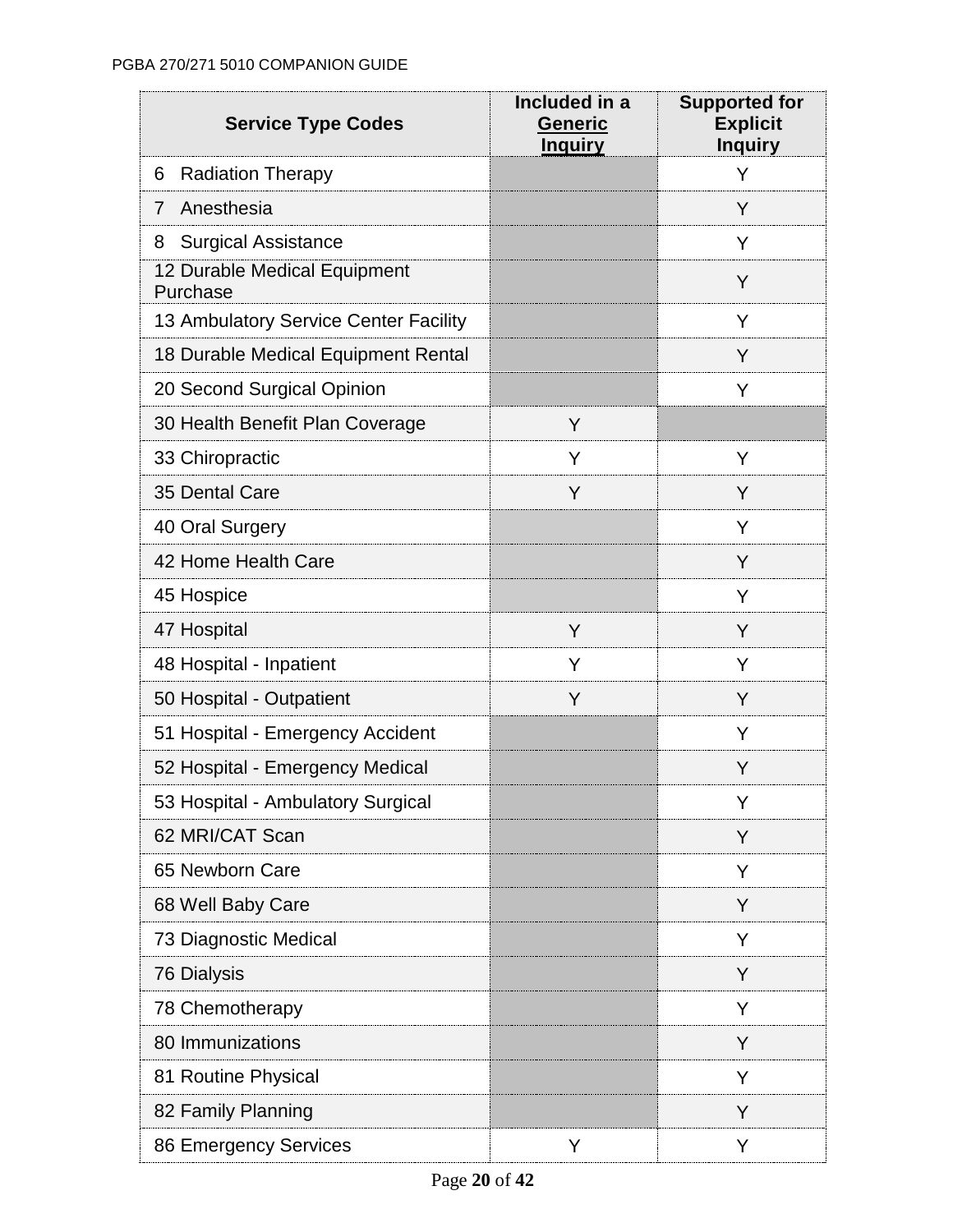| Service Type Codes | Included in a Generic Inquiry | Supported for Explicit Inquiry |
|---|---|---|
| 6 Radiation Therapy | | Y |
| 7 Anesthesia | | Y |
| 8 Surgical Assistance | | Y |
| 12 Durable Medical Equipment Purchase | | Y |
| 13 Ambulatory Service Center Facility | | Y |
| 18 Durable Medical Equipment Rental | | Y |
| 20 Second Surgical Opinion | | Y |
| 30 Health Benefit Plan Coverage | Y | |
| 33 Chiropractic | Y | Y |
| 35 Dental Care | Y | Y |
| 40 Oral Surgery | | Y |
| 42 Home Health Care | | Y |
| 45 Hospice | | Y |
| 47 Hospital | Y | Y |
| 48 Hospital - Inpatient | Y | Y |
| 50 Hospital - Outpatient | Y | Y |
| 51 Hospital - Emergency Accident | | Y |
| 52 Hospital - Emergency Medical | | Y |
| 53 Hospital - Ambulatory Surgical | | Y |
| 62 MRI/CAT Scan | | Y |
| 65 Newborn Care | | Y |
| 68 Well Baby Care | | Y |
| 73 Diagnostic Medical | | Y |
| 76 Dialysis | | Y |
| 78 Chemotherapy | | Y |
| 80 Immunizations | | Y |
| 81 Routine Physical | | Y |
| 82 Family Planning | | Y |
| 86 Emergency Services | Y | Y |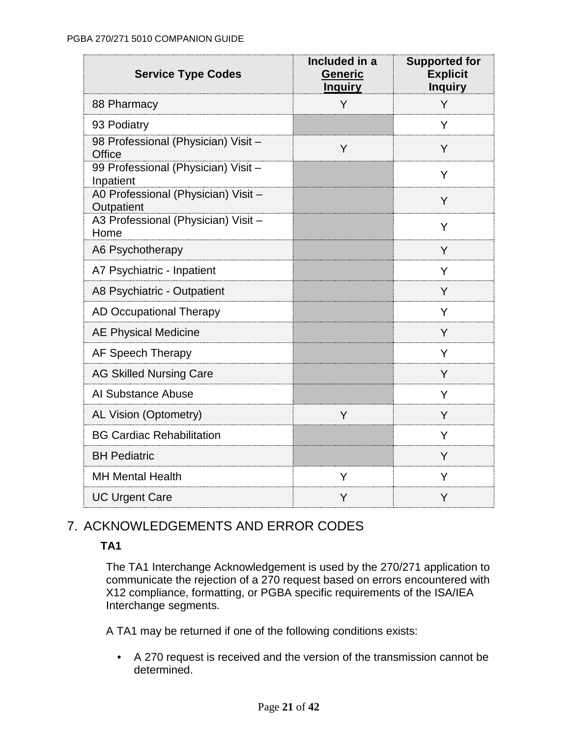| Service Type Codes | Included in a Generic Inquiry | Supported for Explicit Inquiry |
|---|---|---|
| 88 Pharmacy | Y | Y |
| 93 Podiatry | | Y |
| 98 Professional (Physician) Visit – Office | Y | Y |
| 99 Professional (Physician) Visit – Inpatient | | Y |
| A0 Professional (Physician) Visit – Outpatient | | Y |
| A3 Professional (Physician) Visit – Home | | Y |
| A6 Psychotherapy | | Y |
| A7 Psychiatric - Inpatient | | Y |
| A8 Psychiatric - Outpatient | | Y |
| AD Occupational Therapy | | Y |
| AE Physical Medicine | | Y |
| AF Speech Therapy | | Y |
| AG Skilled Nursing Care | | Y |
| AI Substance Abuse | | Y |
| AL Vision (Optometry) | Y | Y |
| BG Cardiac Rehabilitation | | Y |
| BH Pediatric | | Y |
| MH Mental Health | Y | Y |
| UC Urgent Care | Y | Y |

# 7. ACKNOWLEDGEMENTS AND ERROR CODES

### TA1

The TA1 Interchange Acknowledgement is used by the 270/271 application to communicate the rejection of a 270 request based on errors encountered with X12 compliance, formatting, or PGBA specific requirements of the ISA/IEA Interchange segments.

A TA1 may be returned if one of the following conditions exists:

- A 270 request is received and the version of the transmission cannot be determined.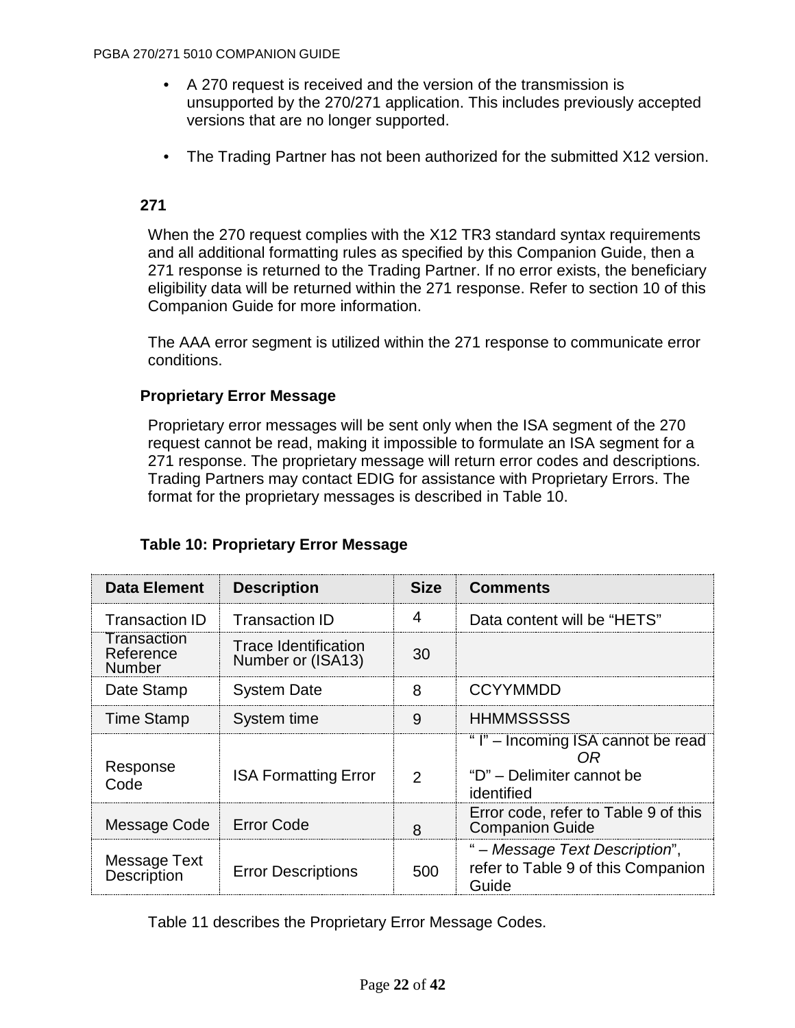- A 270 request is received and the version of the transmission is unsupported by the 270/271 application. This includes previously accepted versions that are no longer supported.
- The Trading Partner has not been authorized for the submitted X12 version.

**271**

When the 270 request complies with the X12 TR3 standard syntax requirements and all additional formatting rules as specified by this Companion Guide, then a 271 response is returned to the Trading Partner. If no error exists, the beneficiary eligibility data will be returned within the 271 response. Refer to section 10 of this Companion Guide for more information.

The AAA error segment is utilized within the 271 response to communicate error conditions.

**Proprietary Error Message**

Proprietary error messages will be sent only when the ISA segment of the 270 request cannot be read, making it impossible to formulate an ISA segment for a 271 response. The proprietary message will return error codes and descriptions. Trading Partners may contact EDIG for assistance with Proprietary Errors. The format for the proprietary messages is described in Table 10.

**Table 10: Proprietary Error Message**

| Data Element | Description | Size | Comments |
|---|---|---|---|
| Transaction ID | Transaction ID | 4 | Data content will be "HETS" |
| Transaction Reference Number | Trace Identification Number or (ISA13) | 30 | |
| Date Stamp | System Date | 8 | CCYYMMDD |
| Time Stamp | System time | 9 | HHMMSSSSS |
| Response Code | ISA Formatting Error | 2 | " I" – Incoming ISA cannot be read *OR* "D" – Delimiter cannot be identified |
| Message Code | Error Code | 8 | Error code, refer to Table 9 of this Companion Guide |
| Message Text Description | Error Descriptions | 500 | " – *Message Text Description*", refer to Table 9 of this Companion Guide |

Table 11 describes the Proprietary Error Message Codes.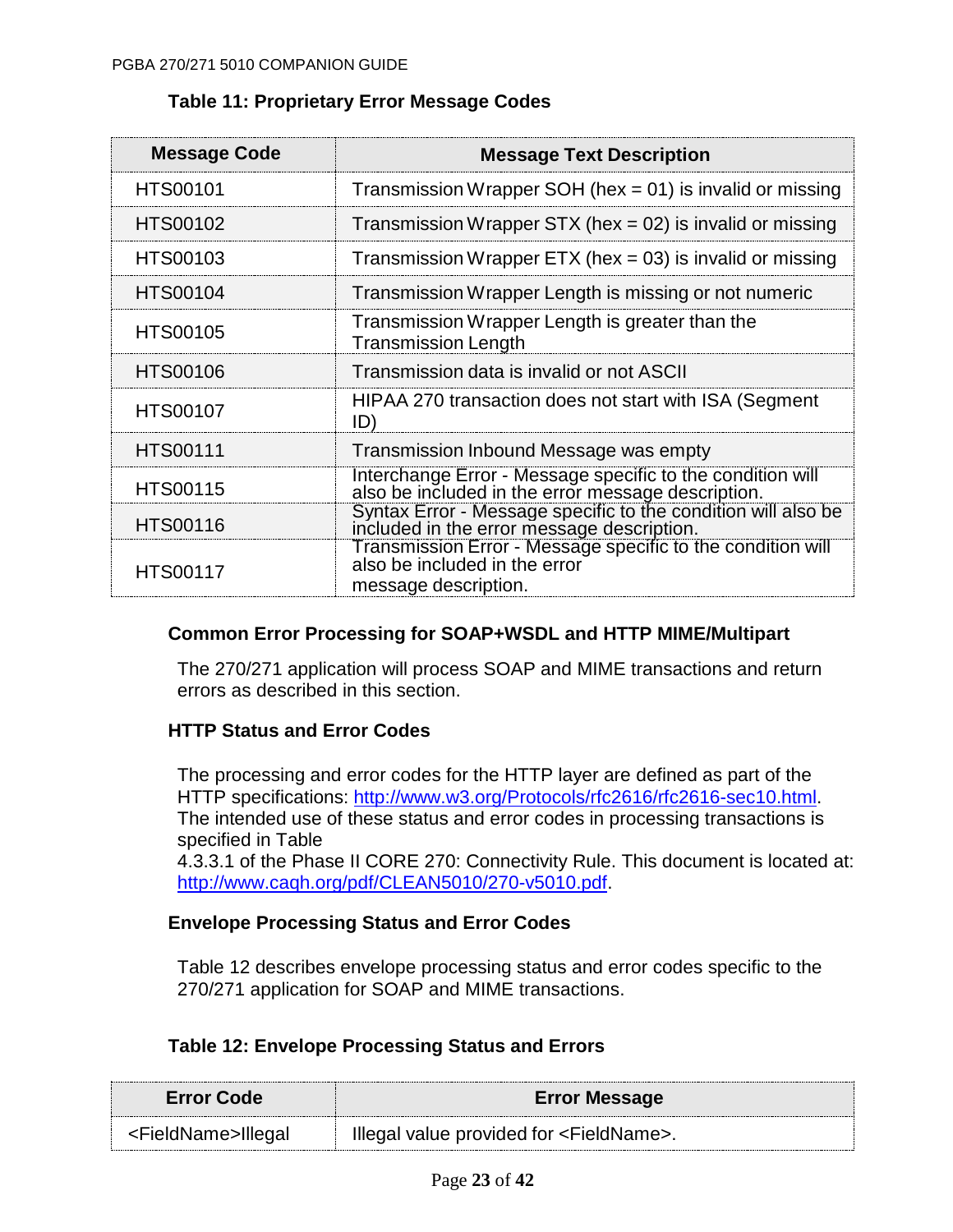**Table 11: Proprietary Error Message Codes**

| Message Code | Message Text Description |
|---|---|
| HTS00101 | Transmission Wrapper SOH (hex = 01) is invalid or missing |
| HTS00102 | Transmission Wrapper STX (hex = 02) is invalid or missing |
| HTS00103 | Transmission Wrapper ETX (hex = 03) is invalid or missing |
| HTS00104 | Transmission Wrapper Length is missing or not numeric |
| HTS00105 | Transmission Wrapper Length is greater than the Transmission Length |
| HTS00106 | Transmission data is invalid or not ASCII |
| HTS00107 | HIPAA 270 transaction does not start with ISA (Segment ID) |
| HTS00111 | Transmission Inbound Message was empty |
| HTS00115 | Interchange Error - Message specific to the condition will also be included in the error message description. |
| HTS00116 | Syntax Error - Message specific to the condition will also be included in the error message description. |
| HTS00117 | Transmission Error - Message specific to the condition will also be included in the error message description. |

### Common Error Processing for SOAP+WSDL and HTTP MIME/Multipart

The 270/271 application will process SOAP and MIME transactions and return errors as described in this section.

### HTTP Status and Error Codes

The processing and error codes for the HTTP layer are defined as part of the HTTP specifications: http://www.w3.org/Protocols/rfc2616/rfc2616-sec10.html. The intended use of these status and error codes in processing transactions is specified in Table 4.3.3.1 of the Phase II CORE 270: Connectivity Rule. This document is located at: http://www.caqh.org/pdf/CLEAN5010/270-v5010.pdf.

### Envelope Processing Status and Error Codes

Table 12 describes envelope processing status and error codes specific to the 270/271 application for SOAP and MIME transactions.

**Table 12: Envelope Processing Status and Errors**

| Error Code | Error Message |
|---|---|
| <FieldName>Illegal | Illegal value provided for <FieldName>. |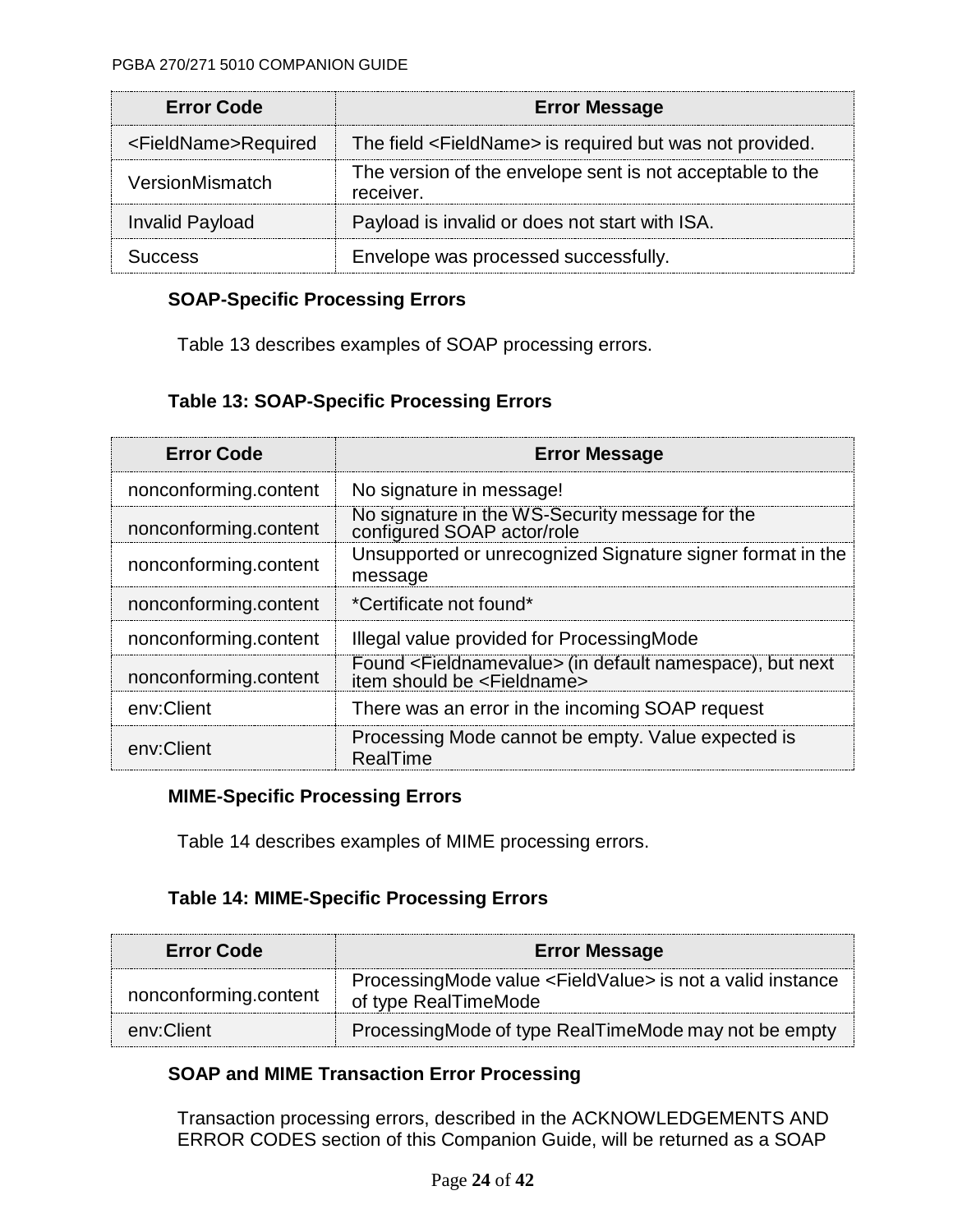| Error Code | Error Message |
|---|---|
| <FieldName>Required | The field <FieldName> is required but was not provided. |
| VersionMismatch | The version of the envelope sent is not acceptable to the receiver. |
| Invalid Payload | Payload is invalid or does not start with ISA. |
| Success | Envelope was processed successfully. |

### SOAP-Specific Processing Errors

Table 13 describes examples of SOAP processing errors.

**Table 13: SOAP-Specific Processing Errors**

| Error Code | Error Message |
|---|---|
| nonconforming.content | No signature in message! |
| nonconforming.content | No signature in the WS-Security message for the configured SOAP actor/role |
| nonconforming.content | Unsupported or unrecognized Signature signer format in the message |
| nonconforming.content | *Certificate not found* |
| nonconforming.content | Illegal value provided for ProcessingMode |
| nonconforming.content | Found <Fieldnamevalue> (in default namespace), but next item should be <Fieldname> |
| env:Client | There was an error in the incoming SOAP request |
| env:Client | Processing Mode cannot be empty. Value expected is RealTime |

### MIME-Specific Processing Errors

Table 14 describes examples of MIME processing errors.

**Table 14: MIME-Specific Processing Errors**

| Error Code | Error Message |
|---|---|
| nonconforming.content | ProcessingMode value <FieldValue> is not a valid instance of type RealTimeMode |
| env:Client | ProcessingMode of type RealTimeMode may not be empty |

### SOAP and MIME Transaction Error Processing

Transaction processing errors, described in the ACKNOWLEDGEMENTS AND ERROR CODES section of this Companion Guide, will be returned as a SOAP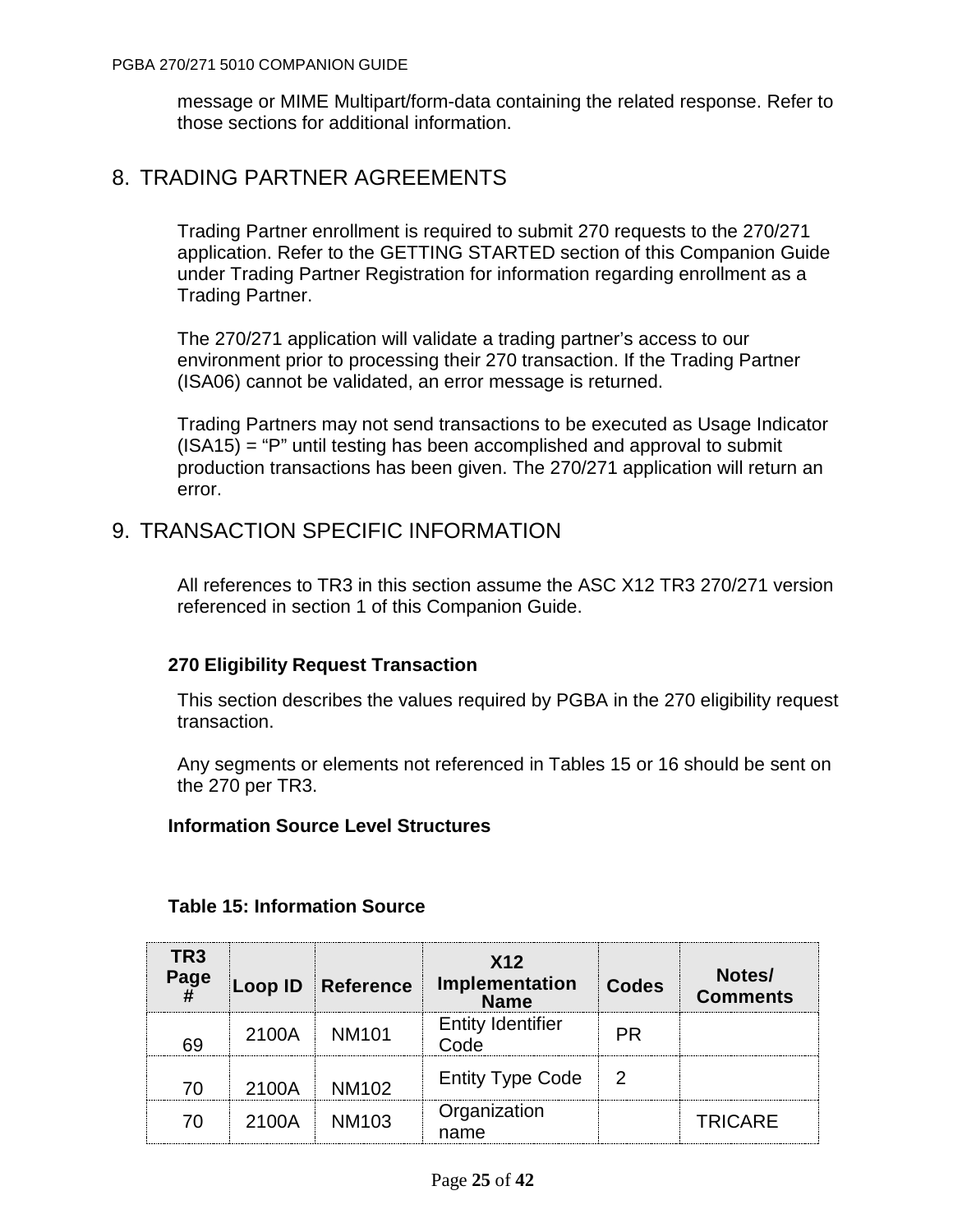message or MIME Multipart/form-data containing the related response. Refer to those sections for additional information.

# 8. TRADING PARTNER AGREEMENTS

Trading Partner enrollment is required to submit 270 requests to the 270/271 application. Refer to the GETTING STARTED section of this Companion Guide under Trading Partner Registration for information regarding enrollment as a Trading Partner.

The 270/271 application will validate a trading partner's access to our environment prior to processing their 270 transaction. If the Trading Partner (ISA06) cannot be validated, an error message is returned.

Trading Partners may not send transactions to be executed as Usage Indicator (ISA15) = "P" until testing has been accomplished and approval to submit production transactions has been given. The 270/271 application will return an error.

# 9. TRANSACTION SPECIFIC INFORMATION

All references to TR3 in this section assume the ASC X12 TR3 270/271 version referenced in section 1 of this Companion Guide.

**270 Eligibility Request Transaction**

This section describes the values required by PGBA in the 270 eligibility request transaction.

Any segments or elements not referenced in Tables 15 or 16 should be sent on the 270 per TR3.

**Information Source Level Structures**

**Table 15: Information Source**

| TR3 Page # | Loop ID | Reference | X12 Implementation Name | Codes | Notes/ Comments |
|---|---|---|---|---|---|
| 69 | 2100A | NM101 | Entity Identifier Code | PR | |
| 70 | 2100A | NM102 | Entity Type Code | 2 | |
| 70 | 2100A | NM103 | Organization name | | TRICARE |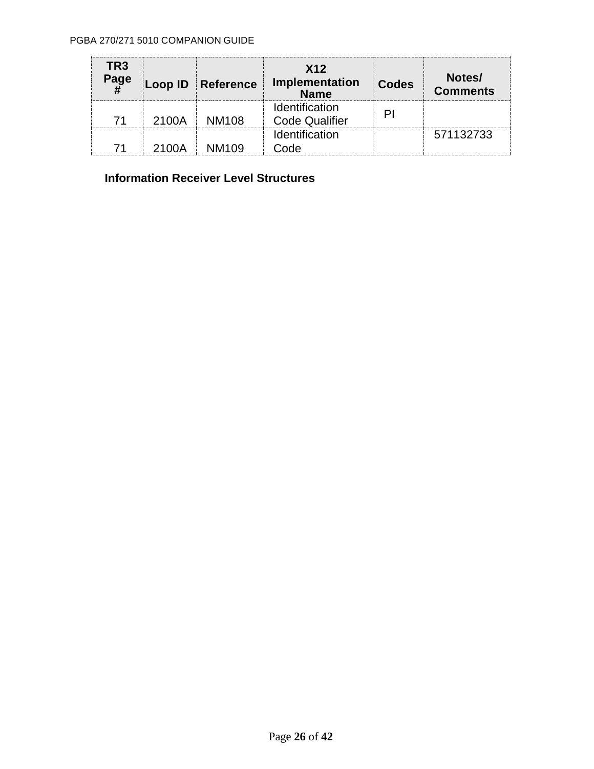| TR3 Page # | Loop ID | Reference | X12 Implementation Name | Codes | Notes/ Comments |
|---|---|---|---|---|---|
| 71 | 2100A | NM108 | Identification Code Qualifier | PI | |
| 71 | 2100A | NM109 | Identification Code | | 571132733 |

**Information Receiver Level Structures**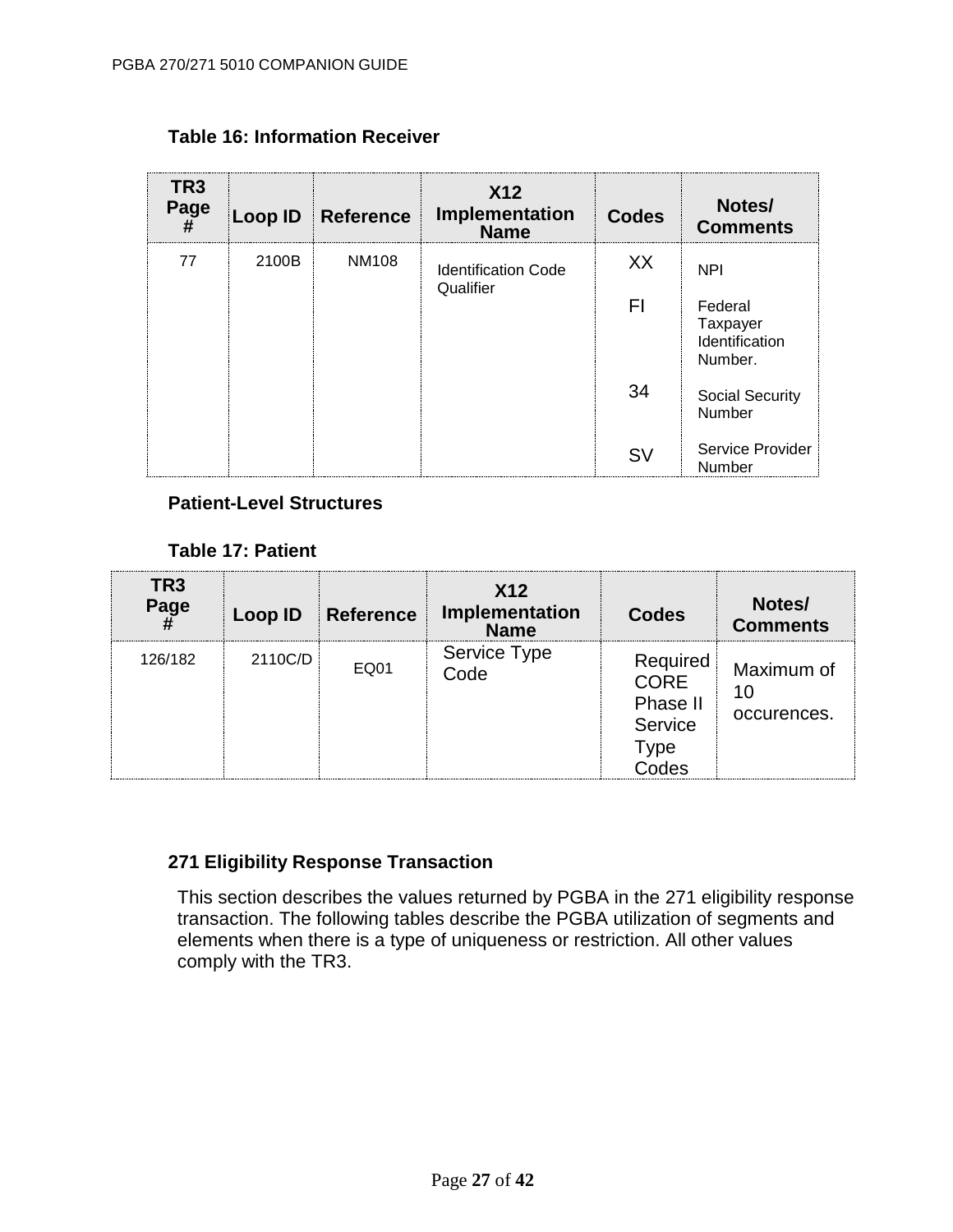**Table 16: Information Receiver**

| TR3 Page # | Loop ID | Reference | X12 Implementation Name | Codes | Notes/ Comments |
|---|---|---|---|---|---|
| 77 | 2100B | NM108 | Identification Code Qualifier | XX | NPI |
| | | | | FI | Federal Taxpayer Identification Number. |
| | | | | 34 | Social Security Number |
| | | | | SV | Service Provider Number |

**Patient-Level Structures**

**Table 17: Patient**

| TR3 Page # | Loop ID | Reference | X12 Implementation Name | Codes | Notes/ Comments |
|---|---|---|---|---|---|
| 126/182 | 2110C/D | EQ01 | Service Type Code | Required CORE Phase II Service Type Codes | Maximum of 10 occurences. |

**271 Eligibility Response Transaction**

This section describes the values returned by PGBA in the 271 eligibility response transaction. The following tables describe the PGBA utilization of segments and elements when there is a type of uniqueness or restriction. All other values comply with the TR3.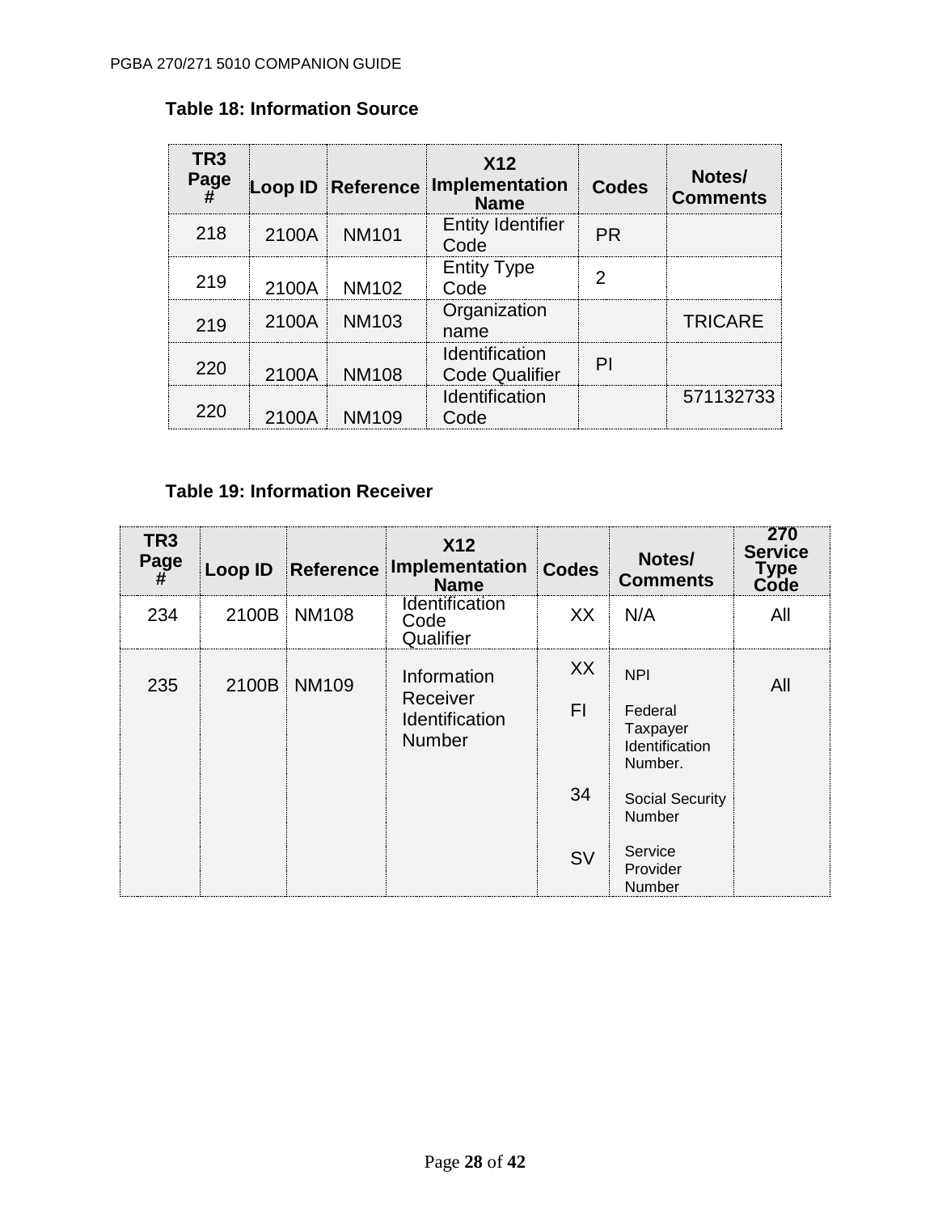**Table 18: Information Source**

| TR3 Page # | Loop ID | Reference | X12 Implementation Name | Codes | Notes/ Comments |
|---|---|---|---|---|---|
| 218 | 2100A | NM101 | Entity Identifier Code | PR | |
| 219 | 2100A | NM102 | Entity Type Code | 2 | |
| 219 | 2100A | NM103 | Organization name | | TRICARE |
| 220 | 2100A | NM108 | Identification Code Qualifier | PI | |
| 220 | 2100A | NM109 | Identification Code | | 571132733 |

**Table 19: Information Receiver**

| TR3 Page # | Loop ID | Reference | X12 Implementation Name | Codes | Notes/ Comments | 270 Service Type Code |
|---|---|---|---|---|---|---|
| 234 | 2100B | NM108 | Identification Code Qualifier | XX | N/A | All |
| 235 | 2100B | NM109 | Information Receiver Identification Number | XX<br>FI<br>34<br>SV | NPI<br>Federal Taxpayer Identification Number.<br>Social Security Number<br>Service Provider Number | All |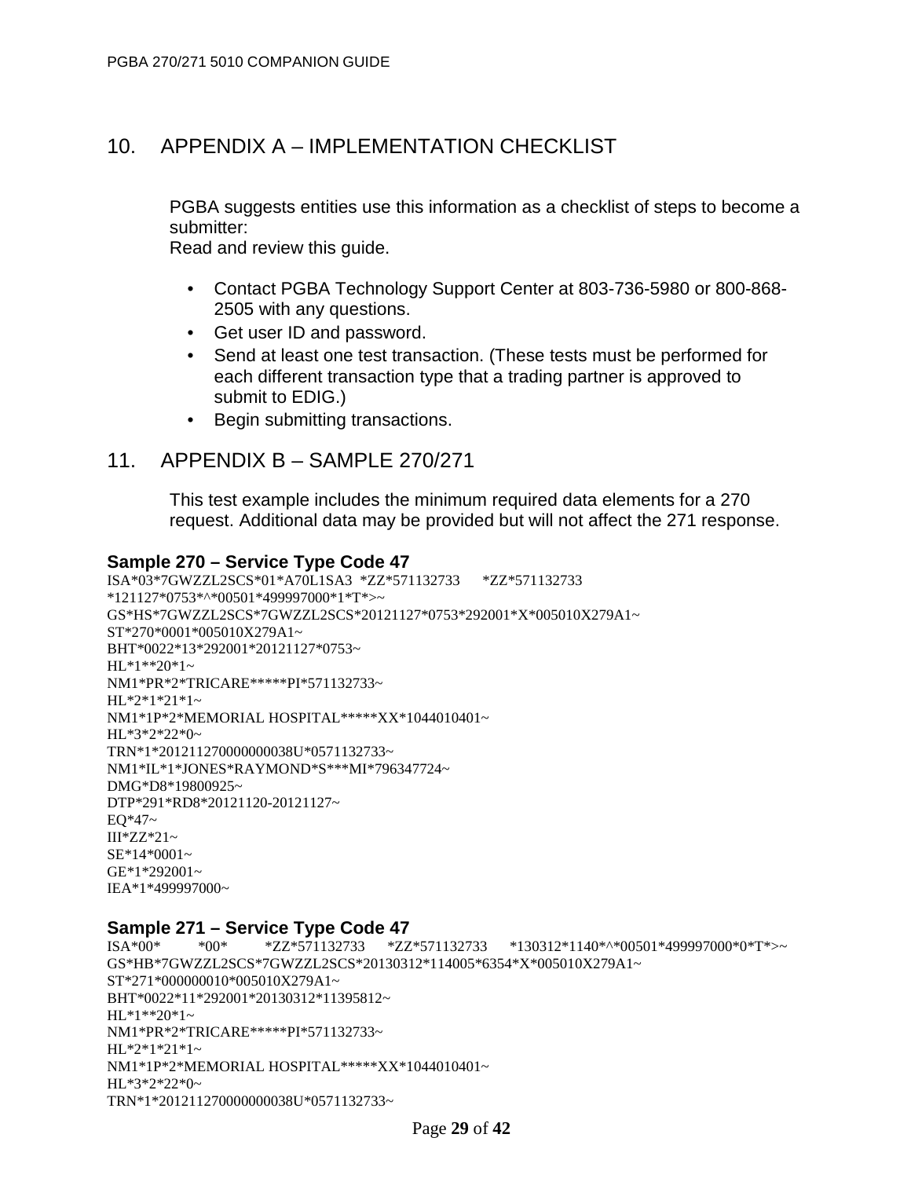# 10. APPENDIX A – IMPLEMENTATION CHECKLIST

PGBA suggests entities use this information as a checklist of steps to become a submitter:
Read and review this guide.

- Contact PGBA Technology Support Center at 803-736-5980 or 800-868-2505 with any questions.
- Get user ID and password.
- Send at least one test transaction. (These tests must be performed for each different transaction type that a trading partner is approved to submit to EDIG.)
- Begin submitting transactions.

# 11. APPENDIX B – SAMPLE 270/271

This test example includes the minimum required data elements for a 270 request. Additional data may be provided but will not affect the 271 response.

**Sample 270 – Service Type Code 47**

```
ISA*03*7GWZZL2SCS*01*A70L1SA3  *ZZ*571132733      *ZZ*571132733
*121127*0753*^*00501*499997000*1*T*>~
GS*HS*7GWZZL2SCS*7GWZZL2SCS*20121127*0753*292001*X*005010X279A1~
ST*270*0001*005010X279A1~
BHT*0022*13*292001*20121127*0753~
HL*1**20*1~
NM1*PR*2*TRICARE*****PI*571132733~
HL*2*1*21*1~
NM1*1P*2*MEMORIAL HOSPITAL*****XX*1044010401~
HL*3*2*22*0~
TRN*1*201211270000000038U*0571132733~
NM1*IL*1*JONES*RAYMOND*S***MI*796347724~
DMG*D8*19800925~
DTP*291*RD8*20121120-20121127~
EQ*47~
III*ZZ*21~
SE*14*0001~
GE*1*292001~
IEA*1*499997000~
```

**Sample 271 – Service Type Code 47**

```
ISA*00*          *00*          *ZZ*571132733      *ZZ*571132733      *130312*1140*^*00501*499997000*0*T*>~
GS*HB*7GWZZL2SCS*7GWZZL2SCS*20130312*114005*6354*X*005010X279A1~
ST*271*000000010*005010X279A1~
BHT*0022*11*292001*20130312*11395812~
HL*1**20*1~
NM1*PR*2*TRICARE*****PI*571132733~
HL*2*1*21*1~
NM1*1P*2*MEMORIAL HOSPITAL*****XX*1044010401~
HL*3*2*22*0~
TRN*1*201211270000000038U*0571132733~
```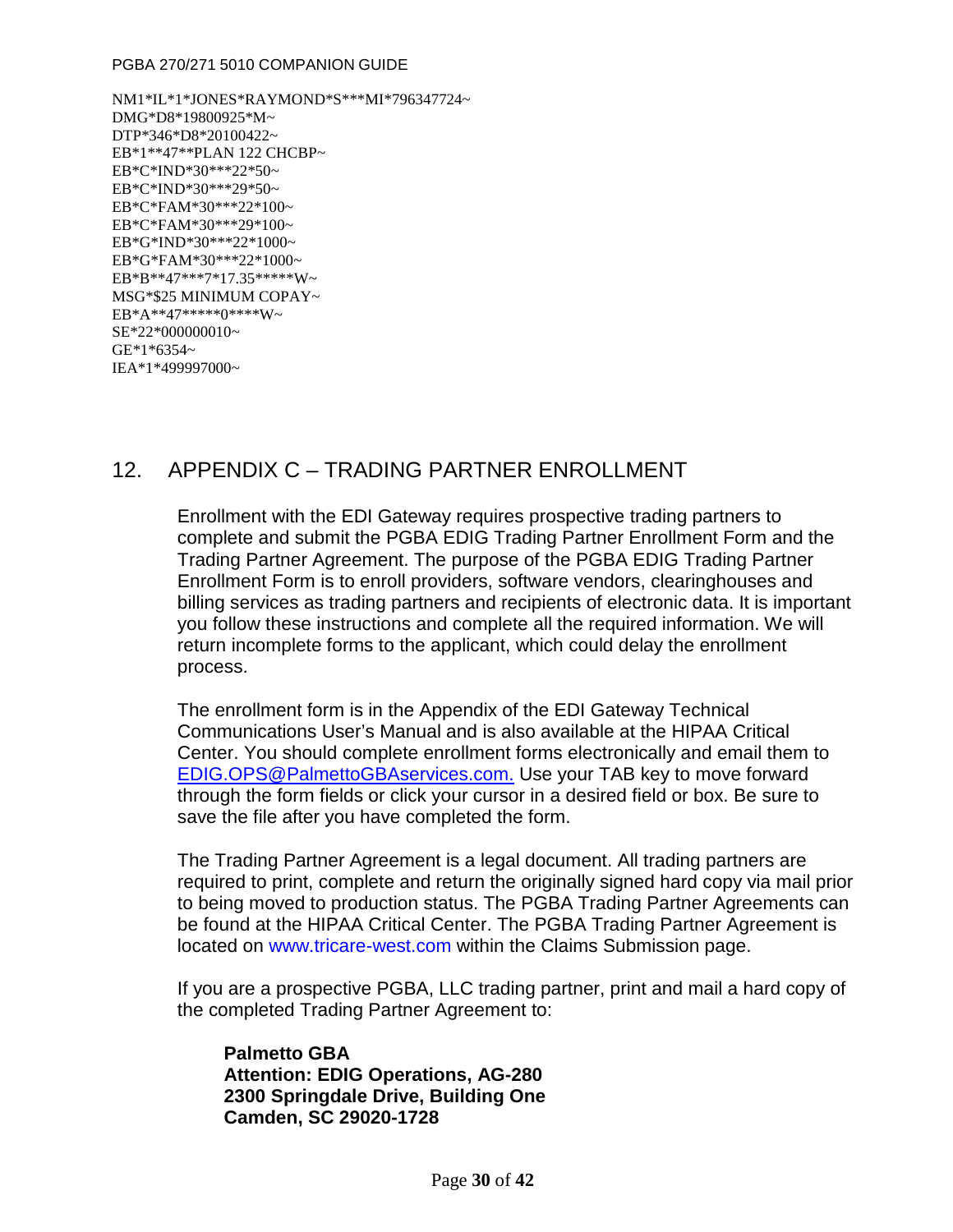```
NM1*IL*1*JONES*RAYMOND*S***MI*796347724~
DMG*D8*19800925*M~
DTP*346*D8*20100422~
EB*1**47**PLAN 122 CHCBP~
EB*C*IND*30***22*50~
EB*C*IND*30***29*50~
EB*C*FAM*30***22*100~
EB*C*FAM*30***29*100~
EB*G*IND*30***22*1000~
EB*G*FAM*30***22*1000~
EB*B**47***7*17.35*****W~
MSG*$25 MINIMUM COPAY~
EB*A**47*****0****W~
SE*22*000000010~
GE*1*6354~
IEA*1*499997000~
```

# 12. APPENDIX C – TRADING PARTNER ENROLLMENT

Enrollment with the EDI Gateway requires prospective trading partners to complete and submit the PGBA EDIG Trading Partner Enrollment Form and the Trading Partner Agreement. The purpose of the PGBA EDIG Trading Partner Enrollment Form is to enroll providers, software vendors, clearinghouses and billing services as trading partners and recipients of electronic data. It is important you follow these instructions and complete all the required information. We will return incomplete forms to the applicant, which could delay the enrollment process.

The enrollment form is in the Appendix of the EDI Gateway Technical Communications User's Manual and is also available at the HIPAA Critical Center. You should complete enrollment forms electronically and email them to EDIG.OPS@PalmettoGBAservices.com. Use your TAB key to move forward through the form fields or click your cursor in a desired field or box. Be sure to save the file after you have completed the form.

The Trading Partner Agreement is a legal document. All trading partners are required to print, complete and return the originally signed hard copy via mail prior to being moved to production status. The PGBA Trading Partner Agreements can be found at the HIPAA Critical Center. The PGBA Trading Partner Agreement is located on www.tricare-west.com within the Claims Submission page.

If you are a prospective PGBA, LLC trading partner, print and mail a hard copy of the completed Trading Partner Agreement to:

**Palmetto GBA**
**Attention: EDIG Operations, AG-280**
**2300 Springdale Drive, Building One**
**Camden, SC 29020-1728**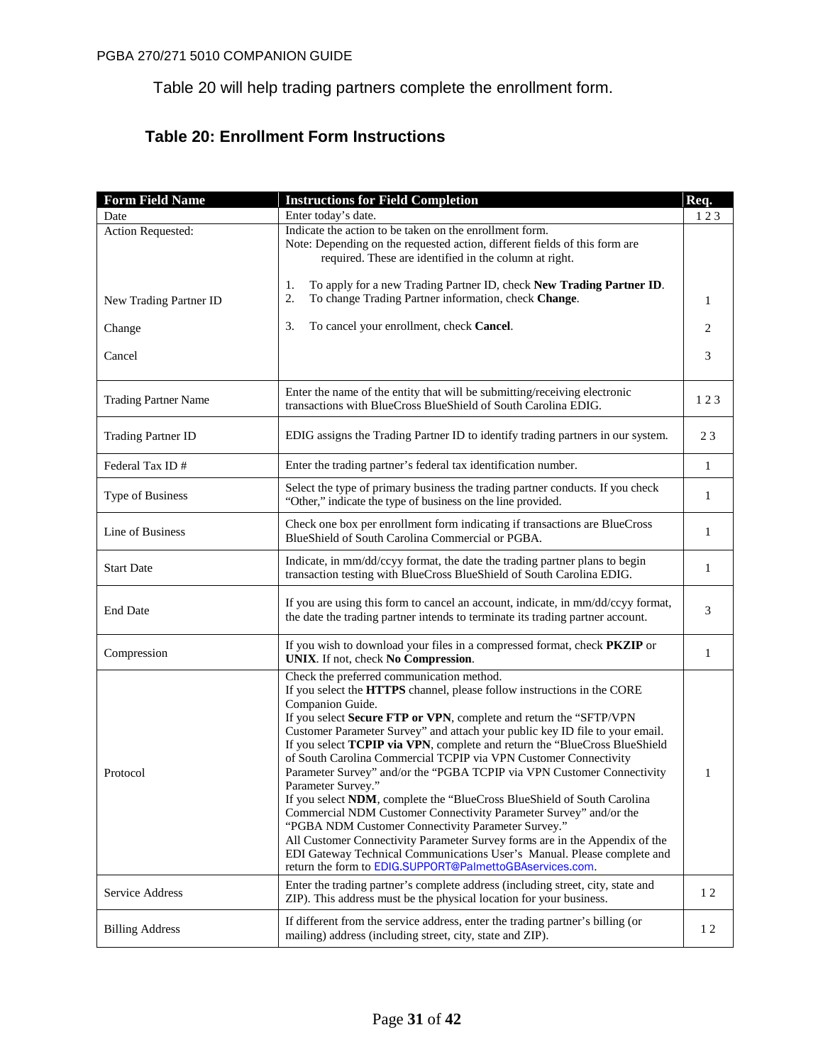Table 20 will help trading partners complete the enrollment form.

### Table 20: Enrollment Form Instructions

| Form Field Name | Instructions for Field Completion | Req. |
|---|---|---|
| Date | Enter today's date. | 1 2 3 |
| Action Requested: | Indicate the action to be taken on the enrollment form.<br>Note: Depending on the requested action, different fields of this form are required. These are identified in the column at right. | |
| New Trading Partner ID | 1. To apply for a new Trading Partner ID, check **New Trading Partner ID**.<br>2. To change Trading Partner information, check **Change**. | 1 |
| Change | 3. To cancel your enrollment, check **Cancel**. | 2 |
| Cancel | | 3 |
| Trading Partner Name | Enter the name of the entity that will be submitting/receiving electronic transactions with BlueCross BlueShield of South Carolina EDIG. | 1 2 3 |
| Trading Partner ID | EDIG assigns the Trading Partner ID to identify trading partners in our system. | 2 3 |
| Federal Tax ID # | Enter the trading partner's federal tax identification number. | 1 |
| Type of Business | Select the type of primary business the trading partner conducts. If you check "Other," indicate the type of business on the line provided. | 1 |
| Line of Business | Check one box per enrollment form indicating if transactions are BlueCross BlueShield of South Carolina Commercial or PGBA. | 1 |
| Start Date | Indicate, in mm/dd/ccyy format, the date the trading partner plans to begin transaction testing with BlueCross BlueShield of South Carolina EDIG. | 1 |
| End Date | If you are using this form to cancel an account, indicate, in mm/dd/ccyy format, the date the trading partner intends to terminate its trading partner account. | 3 |
| Compression | If you wish to download your files in a compressed format, check **PKZIP** or **UNIX**. If not, check **No Compression**. | 1 |
| Protocol | Check the preferred communication method.<br>If you select the **HTTPS** channel, please follow instructions in the CORE Companion Guide.<br>If you select **Secure FTP or VPN**, complete and return the "SFTP/VPN Customer Parameter Survey" and attach your public key ID file to your email.<br>If you select **TCPIP via VPN**, complete and return the "BlueCross BlueShield of South Carolina Commercial TCPIP via VPN Customer Connectivity Parameter Survey" and/or the "PGBA TCPIP via VPN Customer Connectivity Parameter Survey."<br>If you select **NDM**, complete the "BlueCross BlueShield of South Carolina Commercial NDM Customer Connectivity Parameter Survey" and/or the "PGBA NDM Customer Connectivity Parameter Survey."<br>All Customer Connectivity Parameter Survey forms are in the Appendix of the EDI Gateway Technical Communications User's Manual. Please complete and return the form to EDIG.SUPPORT@PalmettoGBAservices.com. | 1 |
| Service Address | Enter the trading partner's complete address (including street, city, state and ZIP). This address must be the physical location for your business. | 1 2 |
| Billing Address | If different from the service address, enter the trading partner's billing (or mailing) address (including street, city, state and ZIP). | 1 2 |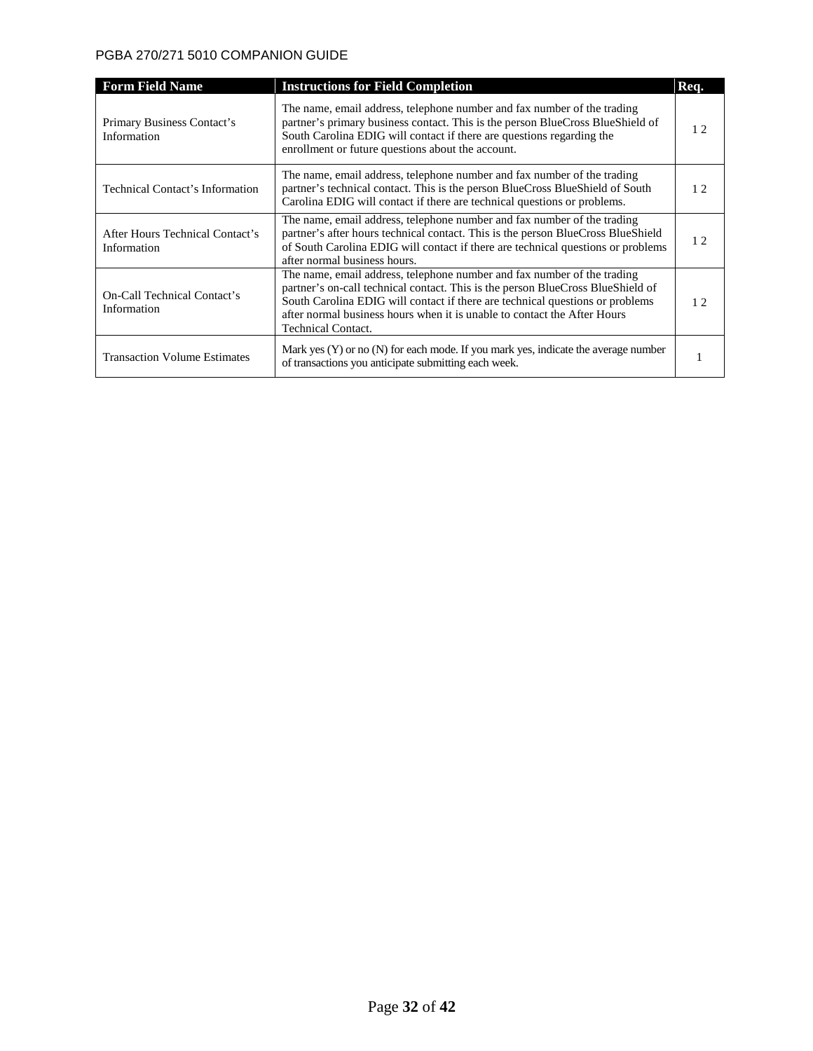| Form Field Name | Instructions for Field Completion | Req. |
|---|---|---|
| Primary Business Contact's Information | The name, email address, telephone number and fax number of the trading partner's primary business contact. This is the person BlueCross BlueShield of South Carolina EDIG will contact if there are questions regarding the enrollment or future questions about the account. | 1 2 |
| Technical Contact's Information | The name, email address, telephone number and fax number of the trading partner's technical contact. This is the person BlueCross BlueShield of South Carolina EDIG will contact if there are technical questions or problems. | 1 2 |
| After Hours Technical Contact's Information | The name, email address, telephone number and fax number of the trading partner's after hours technical contact. This is the person BlueCross BlueShield of South Carolina EDIG will contact if there are technical questions or problems after normal business hours. | 1 2 |
| On-Call Technical Contact's Information | The name, email address, telephone number and fax number of the trading partner's on-call technical contact. This is the person BlueCross BlueShield of South Carolina EDIG will contact if there are technical questions or problems after normal business hours when it is unable to contact the After Hours Technical Contact. | 1 2 |
| Transaction Volume Estimates | Mark yes (Y) or no (N) for each mode. If you mark yes, indicate the average number of transactions you anticipate submitting each week. | 1 |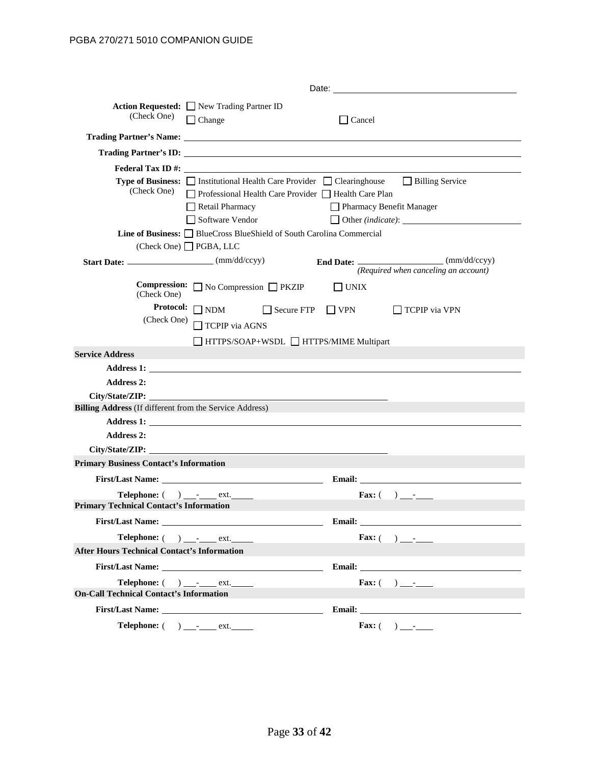Date: ______________________

**Action Requested:** (Check One) ☐ New Trading Partner ID ☐ Change ☐ Cancel

**Trading Partner's Name:** ______________________

**Trading Partner's ID:** ______________________

**Federal Tax ID #:** ______________________

**Type of Business:** (Check One)
☐ Institutional Health Care Provider ☐ Clearinghouse ☐ Billing Service
☐ Professional Health Care Provider ☐ Health Care Plan
☐ Retail Pharmacy ☐ Pharmacy Benefit Manager
☐ Software Vendor ☐ Other *(indicate)*: ______________________

**Line of Business:** (Check One) ☐ BlueCross BlueShield of South Carolina Commercial ☐ PGBA, LLC

**Start Date:** ______________ (mm/dd/ccyy) **End Date:** ______________ (mm/dd/ccyy) *(Required when canceling an account)*

**Compression:** (Check One) ☐ No Compression ☐ PKZIP ☐ UNIX

**Protocol:** (Check One) ☐ NDM ☐ Secure FTP ☐ VPN ☐ TCPIP via VPN ☐ TCPIP via AGNS ☐ HTTPS/SOAP+WSDL ☐ HTTPS/MIME Multipart

**Service Address**

**Address 1:** ______________________

**Address 2:**

**City/State/ZIP:** ______________________

**Billing Address** (If different from the Service Address)

**Address 1:** ______________________

**Address 2:**

**City/State/ZIP:** ______________________

**Primary Business Contact's Information**

**First/Last Name:** ______________________ **Email:** ______________________

**Telephone:** ( ) ___-____ ext.____ **Fax:** ( ) ___-____

**Primary Technical Contact's Information**

**First/Last Name:** ______________________ **Email:** ______________________

**Telephone:** ( ) ___-____ ext.____ **Fax:** ( ) ___-____

**After Hours Technical Contact's Information**

**First/Last Name:** ______________________ **Email:** ______________________

**Telephone:** ( ) ___-____ ext.____ **Fax:** ( ) ___-____

**On-Call Technical Contact's Information**

**First/Last Name:** ______________________ **Email:** ______________________

**Telephone:** ( ) ___-____ ext.____ **Fax:** ( ) ___-____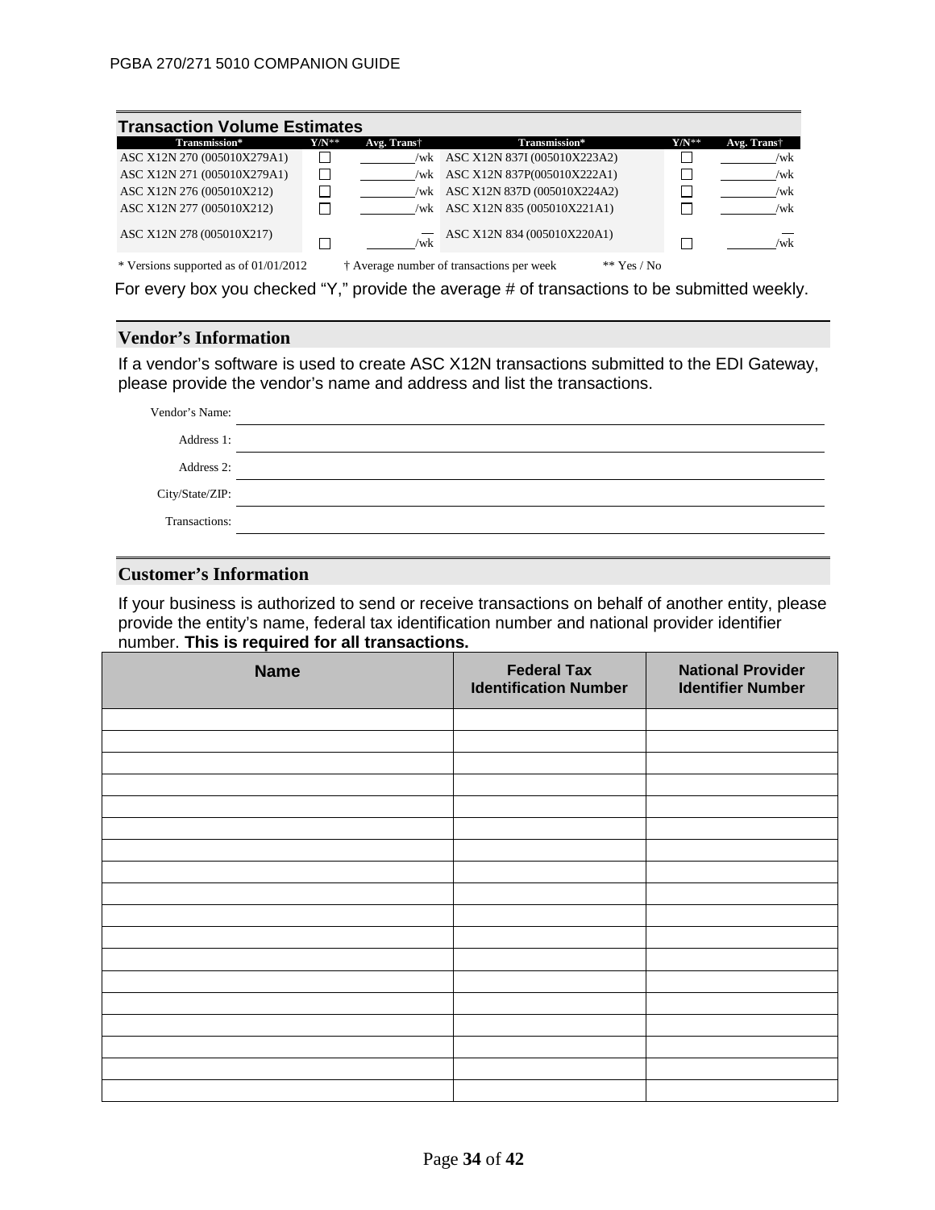## Transaction Volume Estimates

| Transmission* | Y/N** | Avg. Trans† | Transmission* | Y/N** | Avg. Trans† |
|---|---|---|---|---|---|
| ASC X12N 270 (005010X279A1) | ☐ | ________/wk | ASC X12N 837I (005010X223A2) | ☐ | ________/wk |
| ASC X12N 271 (005010X279A1) | ☐ | ________/wk | ASC X12N 837P(005010X222A1) | ☐ | ________/wk |
| ASC X12N 276 (005010X212) | ☐ | ________/wk | ASC X12N 837D (005010X224A2) | ☐ | ________/wk |
| ASC X12N 277 (005010X212) | ☐ | ________/wk | ASC X12N 835 (005010X221A1) | ☐ | ________/wk |
| ASC X12N 278 (005010X217) | ☐ | ________/wk | ASC X12N 834 (005010X220A1) | ☐ | ________/wk |

\* Versions supported as of 01/01/2012 † Average number of transactions per week ** Yes / No

For every box you checked "Y," provide the average # of transactions to be submitted weekly.

## Vendor's Information

If a vendor's software is used to create ASC X12N transactions submitted to the EDI Gateway, please provide the vendor's name and address and list the transactions.

Vendor's Name: ______________________________

Address 1: ______________________________

Address 2: ______________________________

City/State/ZIP: ______________________________

Transactions: ______________________________

## Customer's Information

If your business is authorized to send or receive transactions on behalf of another entity, please provide the entity's name, federal tax identification number and national provider identifier number. **This is required for all transactions.**

| Name | Federal Tax Identification Number | National Provider Identifier Number |
|---|---|---|
| | | |
| | | |
| | | |
| | | |
| | | |
| | | |
| | | |
| | | |
| | | |
| | | |
| | | |
| | | |
| | | |
| | | |
| | | |
| | | |
| | | |
| | | |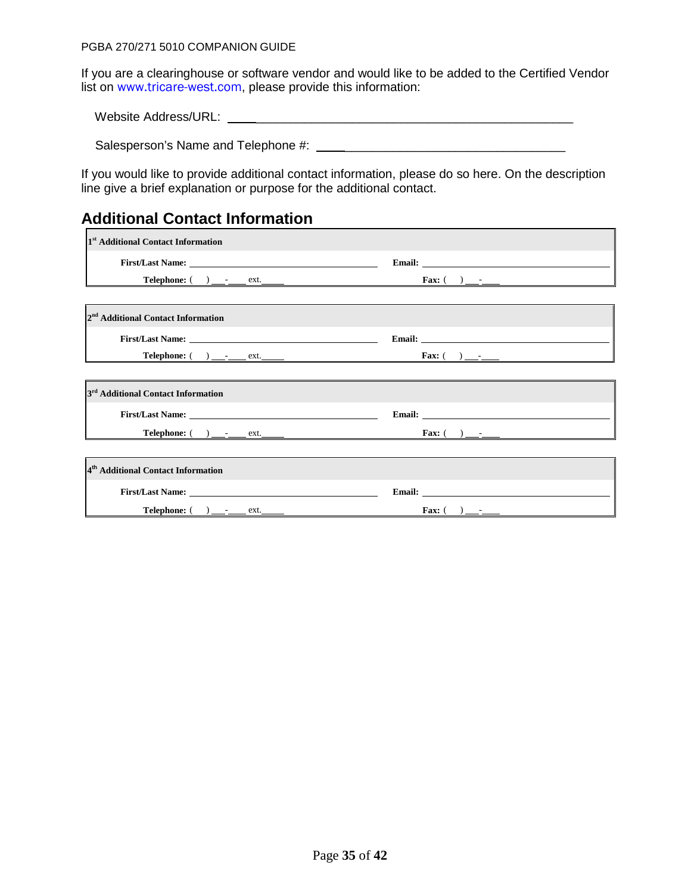If you are a clearinghouse or software vendor and would like to be added to the Certified Vendor list on www.tricare-west.com, please provide this information:

Website Address/URL: ____________________________________________________

Salesperson's Name and Telephone #: ________________________________________

If you would like to provide additional contact information, please do so here. On the description line give a brief explanation or purpose for the additional contact.

## Additional Contact Information

| 1st Additional Contact Information | |
|---|---|
| **First/Last Name:** ______________________ | **Email:** ______________________ |
| **Telephone:** (   ) ___-____ ext.____ | **Fax:** (   ) ___-____ |

| 2nd Additional Contact Information | |
|---|---|
| **First/Last Name:** ______________________ | **Email:** ______________________ |
| **Telephone:** (   ) ___-____ ext.____ | **Fax:** (   ) ___-____ |

| 3rd Additional Contact Information | |
|---|---|
| **First/Last Name:** ______________________ | **Email:** ______________________ |
| **Telephone:** (   ) ___-____ ext.____ | **Fax:** (   ) ___-____ |

| 4th Additional Contact Information | |
|---|---|
| **First/Last Name:** ______________________ | **Email:** ______________________ |
| **Telephone:** (   ) ___-____ ext.____ | **Fax:** (   ) ___-____ |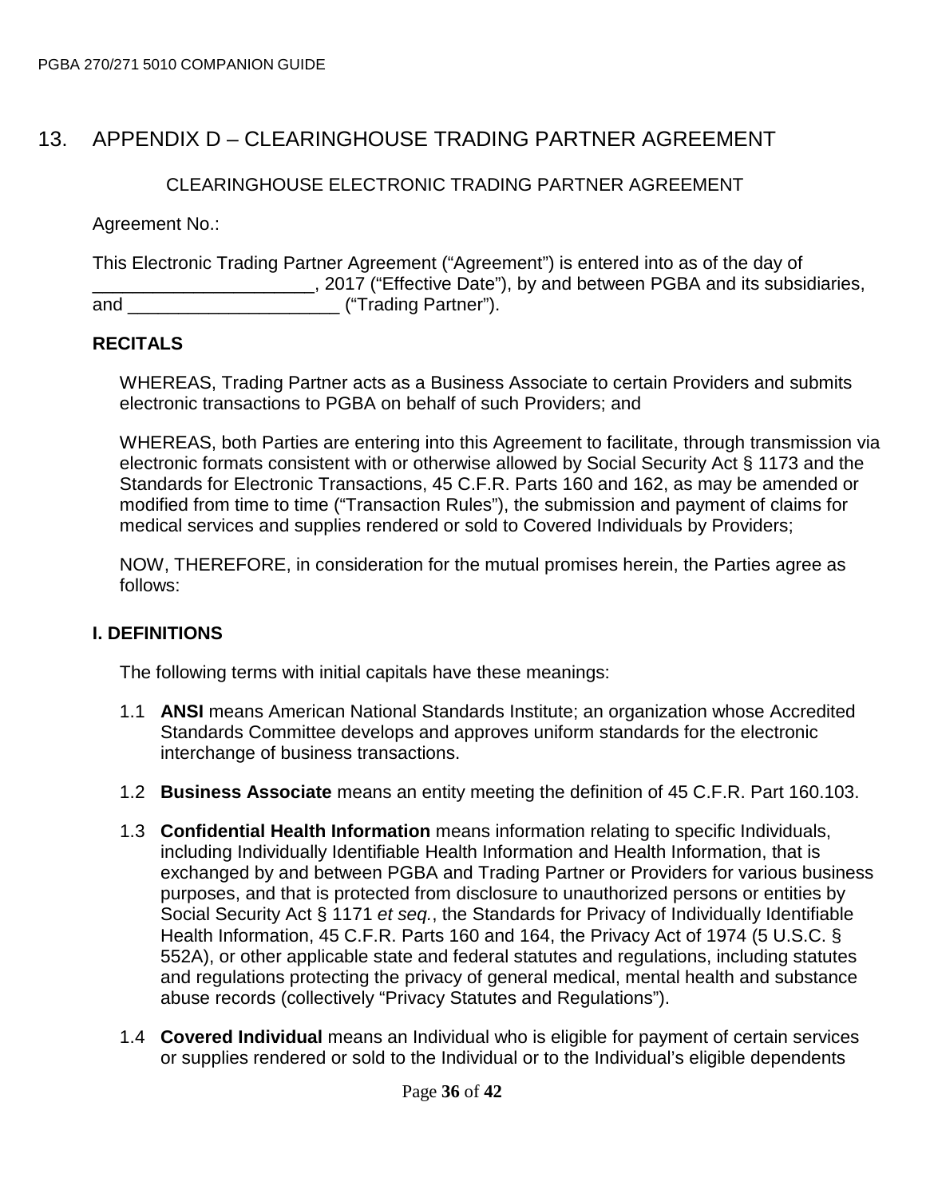# 13. APPENDIX D – CLEARINGHOUSE TRADING PARTNER AGREEMENT

CLEARINGHOUSE ELECTRONIC TRADING PARTNER AGREEMENT

Agreement No.:

This Electronic Trading Partner Agreement ("Agreement") is entered into as of the day of ______________________, 2017 ("Effective Date"), by and between PGBA and its subsidiaries, and _____________________ ("Trading Partner").

**RECITALS**

WHEREAS, Trading Partner acts as a Business Associate to certain Providers and submits electronic transactions to PGBA on behalf of such Providers; and

WHEREAS, both Parties are entering into this Agreement to facilitate, through transmission via electronic formats consistent with or otherwise allowed by Social Security Act § 1173 and the Standards for Electronic Transactions, 45 C.F.R. Parts 160 and 162, as may be amended or modified from time to time ("Transaction Rules"), the submission and payment of claims for medical services and supplies rendered or sold to Covered Individuals by Providers;

NOW, THEREFORE, in consideration for the mutual promises herein, the Parties agree as follows:

**I. DEFINITIONS**

The following terms with initial capitals have these meanings:

1.1 **ANSI** means American National Standards Institute; an organization whose Accredited Standards Committee develops and approves uniform standards for the electronic interchange of business transactions.

1.2 **Business Associate** means an entity meeting the definition of 45 C.F.R. Part 160.103.

1.3 **Confidential Health Information** means information relating to specific Individuals, including Individually Identifiable Health Information and Health Information, that is exchanged by and between PGBA and Trading Partner or Providers for various business purposes, and that is protected from disclosure to unauthorized persons or entities by Social Security Act § 1171 *et seq.*, the Standards for Privacy of Individually Identifiable Health Information, 45 C.F.R. Parts 160 and 164, the Privacy Act of 1974 (5 U.S.C. § 552A), or other applicable state and federal statutes and regulations, including statutes and regulations protecting the privacy of general medical, mental health and substance abuse records (collectively "Privacy Statutes and Regulations").

1.4 **Covered Individual** means an Individual who is eligible for payment of certain services or supplies rendered or sold to the Individual or to the Individual's eligible dependents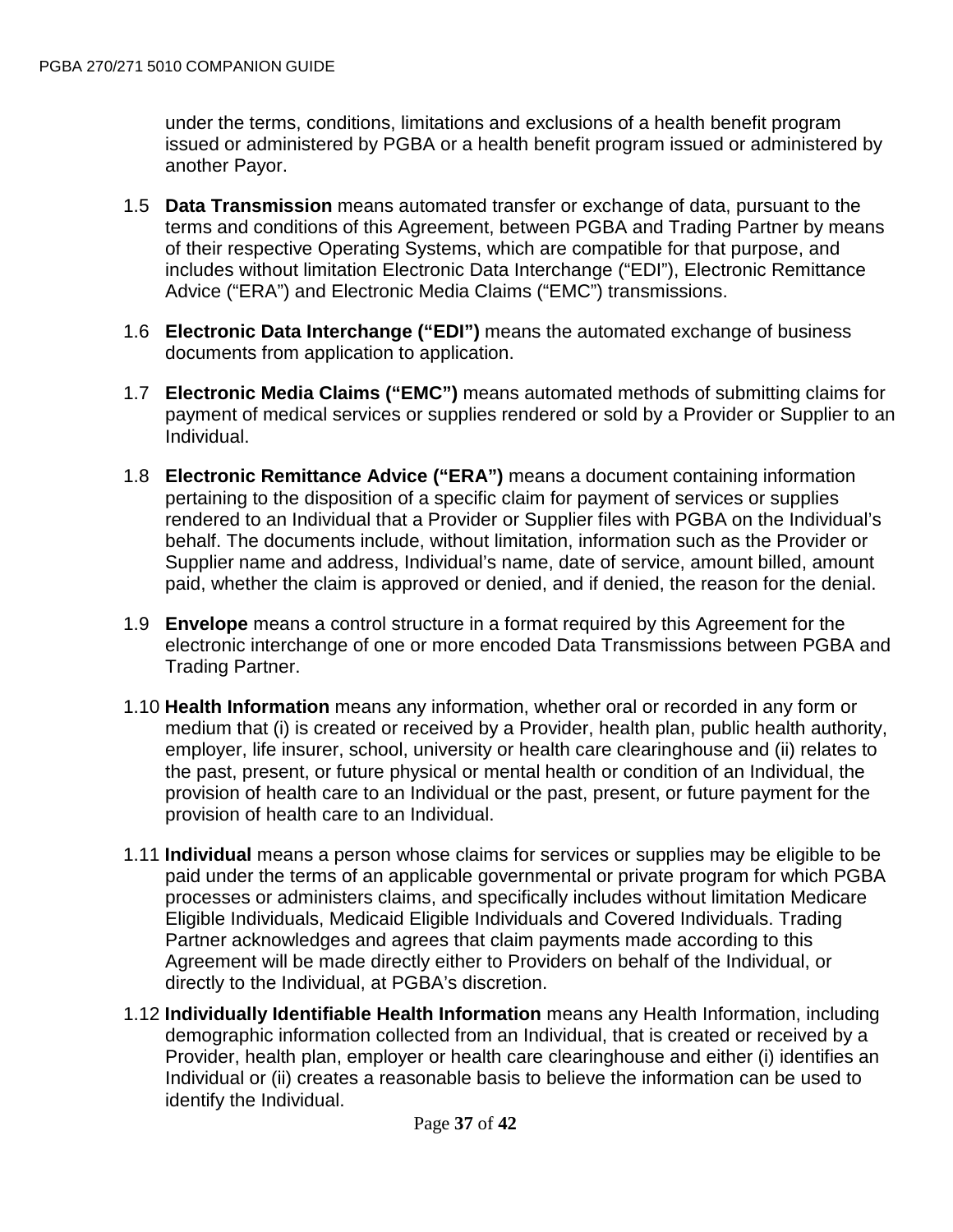under the terms, conditions, limitations and exclusions of a health benefit program issued or administered by PGBA or a health benefit program issued or administered by another Payor.

1.5 **Data Transmission** means automated transfer or exchange of data, pursuant to the terms and conditions of this Agreement, between PGBA and Trading Partner by means of their respective Operating Systems, which are compatible for that purpose, and includes without limitation Electronic Data Interchange ("EDI"), Electronic Remittance Advice ("ERA") and Electronic Media Claims ("EMC") transmissions.

1.6 **Electronic Data Interchange ("EDI")** means the automated exchange of business documents from application to application.

1.7 **Electronic Media Claims ("EMC")** means automated methods of submitting claims for payment of medical services or supplies rendered or sold by a Provider or Supplier to an Individual.

1.8 **Electronic Remittance Advice ("ERA")** means a document containing information pertaining to the disposition of a specific claim for payment of services or supplies rendered to an Individual that a Provider or Supplier files with PGBA on the Individual's behalf. The documents include, without limitation, information such as the Provider or Supplier name and address, Individual's name, date of service, amount billed, amount paid, whether the claim is approved or denied, and if denied, the reason for the denial.

1.9 **Envelope** means a control structure in a format required by this Agreement for the electronic interchange of one or more encoded Data Transmissions between PGBA and Trading Partner.

1.10 **Health Information** means any information, whether oral or recorded in any form or medium that (i) is created or received by a Provider, health plan, public health authority, employer, life insurer, school, university or health care clearinghouse and (ii) relates to the past, present, or future physical or mental health or condition of an Individual, the provision of health care to an Individual or the past, present, or future payment for the provision of health care to an Individual.

1.11 **Individual** means a person whose claims for services or supplies may be eligible to be paid under the terms of an applicable governmental or private program for which PGBA processes or administers claims, and specifically includes without limitation Medicare Eligible Individuals, Medicaid Eligible Individuals and Covered Individuals. Trading Partner acknowledges and agrees that claim payments made according to this Agreement will be made directly either to Providers on behalf of the Individual, or directly to the Individual, at PGBA's discretion.

1.12 **Individually Identifiable Health Information** means any Health Information, including demographic information collected from an Individual, that is created or received by a Provider, health plan, employer or health care clearinghouse and either (i) identifies an Individual or (ii) creates a reasonable basis to believe the information can be used to identify the Individual.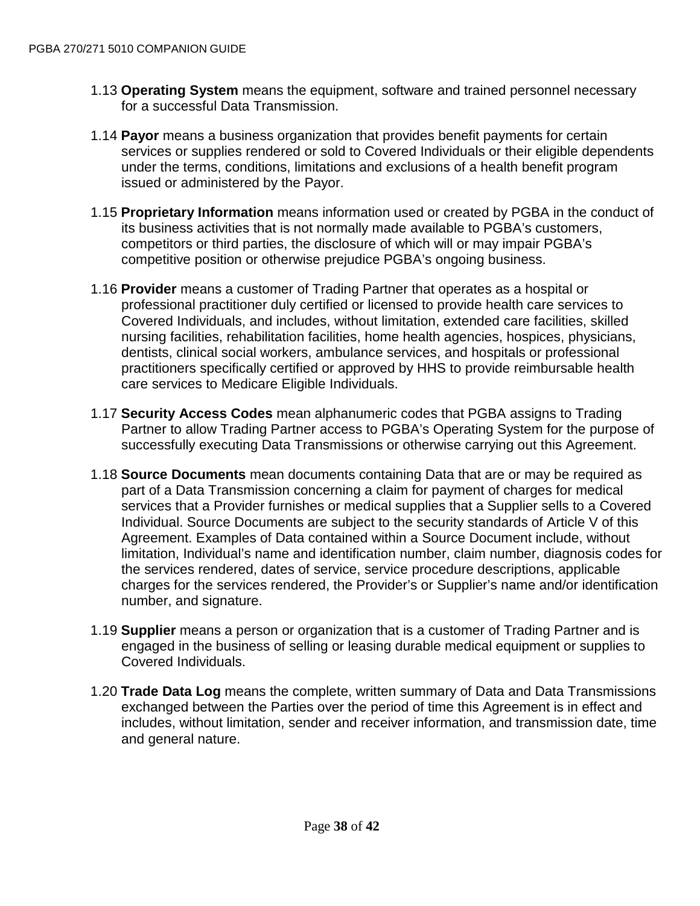1.13 **Operating System** means the equipment, software and trained personnel necessary for a successful Data Transmission.

1.14 **Payor** means a business organization that provides benefit payments for certain services or supplies rendered or sold to Covered Individuals or their eligible dependents under the terms, conditions, limitations and exclusions of a health benefit program issued or administered by the Payor.

1.15 **Proprietary Information** means information used or created by PGBA in the conduct of its business activities that is not normally made available to PGBA's customers, competitors or third parties, the disclosure of which will or may impair PGBA's competitive position or otherwise prejudice PGBA's ongoing business.

1.16 **Provider** means a customer of Trading Partner that operates as a hospital or professional practitioner duly certified or licensed to provide health care services to Covered Individuals, and includes, without limitation, extended care facilities, skilled nursing facilities, rehabilitation facilities, home health agencies, hospices, physicians, dentists, clinical social workers, ambulance services, and hospitals or professional practitioners specifically certified or approved by HHS to provide reimbursable health care services to Medicare Eligible Individuals.

1.17 **Security Access Codes** mean alphanumeric codes that PGBA assigns to Trading Partner to allow Trading Partner access to PGBA's Operating System for the purpose of successfully executing Data Transmissions or otherwise carrying out this Agreement.

1.18 **Source Documents** mean documents containing Data that are or may be required as part of a Data Transmission concerning a claim for payment of charges for medical services that a Provider furnishes or medical supplies that a Supplier sells to a Covered Individual. Source Documents are subject to the security standards of Article V of this Agreement. Examples of Data contained within a Source Document include, without limitation, Individual's name and identification number, claim number, diagnosis codes for the services rendered, dates of service, service procedure descriptions, applicable charges for the services rendered, the Provider's or Supplier's name and/or identification number, and signature.

1.19 **Supplier** means a person or organization that is a customer of Trading Partner and is engaged in the business of selling or leasing durable medical equipment or supplies to Covered Individuals.

1.20 **Trade Data Log** means the complete, written summary of Data and Data Transmissions exchanged between the Parties over the period of time this Agreement is in effect and includes, without limitation, sender and receiver information, and transmission date, time and general nature.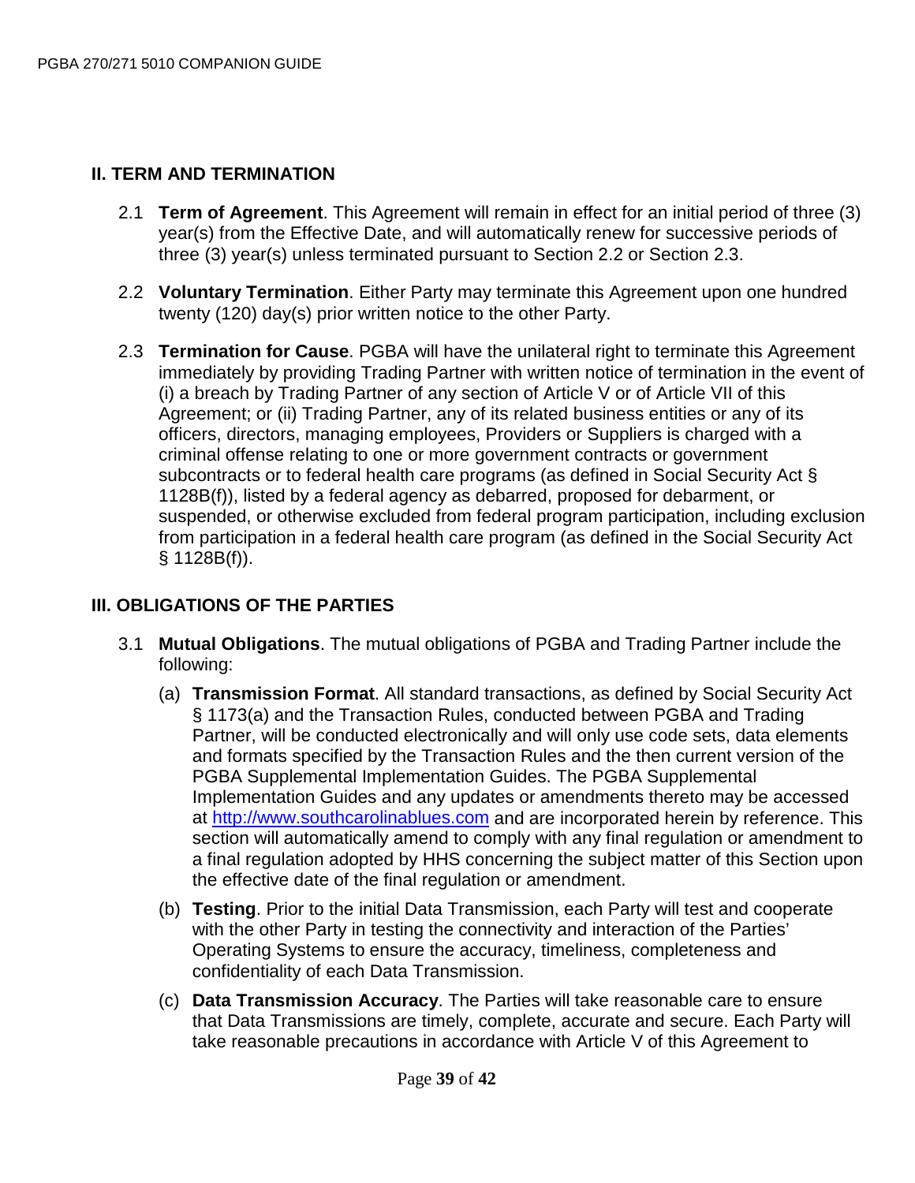## II. TERM AND TERMINATION

2.1 **Term of Agreement**. This Agreement will remain in effect for an initial period of three (3) year(s) from the Effective Date, and will automatically renew for successive periods of three (3) year(s) unless terminated pursuant to Section 2.2 or Section 2.3.

2.2 **Voluntary Termination**. Either Party may terminate this Agreement upon one hundred twenty (120) day(s) prior written notice to the other Party.

2.3 **Termination for Cause**. PGBA will have the unilateral right to terminate this Agreement immediately by providing Trading Partner with written notice of termination in the event of (i) a breach by Trading Partner of any section of Article V or of Article VII of this Agreement; or (ii) Trading Partner, any of its related business entities or any of its officers, directors, managing employees, Providers or Suppliers is charged with a criminal offense relating to one or more government contracts or government subcontracts or to federal health care programs (as defined in Social Security Act § 1128B(f)), listed by a federal agency as debarred, proposed for debarment, or suspended, or otherwise excluded from federal program participation, including exclusion from participation in a federal health care program (as defined in the Social Security Act § 1128B(f)).

## III. OBLIGATIONS OF THE PARTIES

3.1 **Mutual Obligations**. The mutual obligations of PGBA and Trading Partner include the following:

(a) **Transmission Format**. All standard transactions, as defined by Social Security Act § 1173(a) and the Transaction Rules, conducted between PGBA and Trading Partner, will be conducted electronically and will only use code sets, data elements and formats specified by the Transaction Rules and the then current version of the PGBA Supplemental Implementation Guides. The PGBA Supplemental Implementation Guides and any updates or amendments thereto may be accessed at [http://www.southcarolinablues.com](http://www.southcarolinablues.com) and are incorporated herein by reference. This section will automatically amend to comply with any final regulation or amendment to a final regulation adopted by HHS concerning the subject matter of this Section upon the effective date of the final regulation or amendment.

(b) **Testing**. Prior to the initial Data Transmission, each Party will test and cooperate with the other Party in testing the connectivity and interaction of the Parties' Operating Systems to ensure the accuracy, timeliness, completeness and confidentiality of each Data Transmission.

(c) **Data Transmission Accuracy**. The Parties will take reasonable care to ensure that Data Transmissions are timely, complete, accurate and secure. Each Party will take reasonable precautions in accordance with Article V of this Agreement to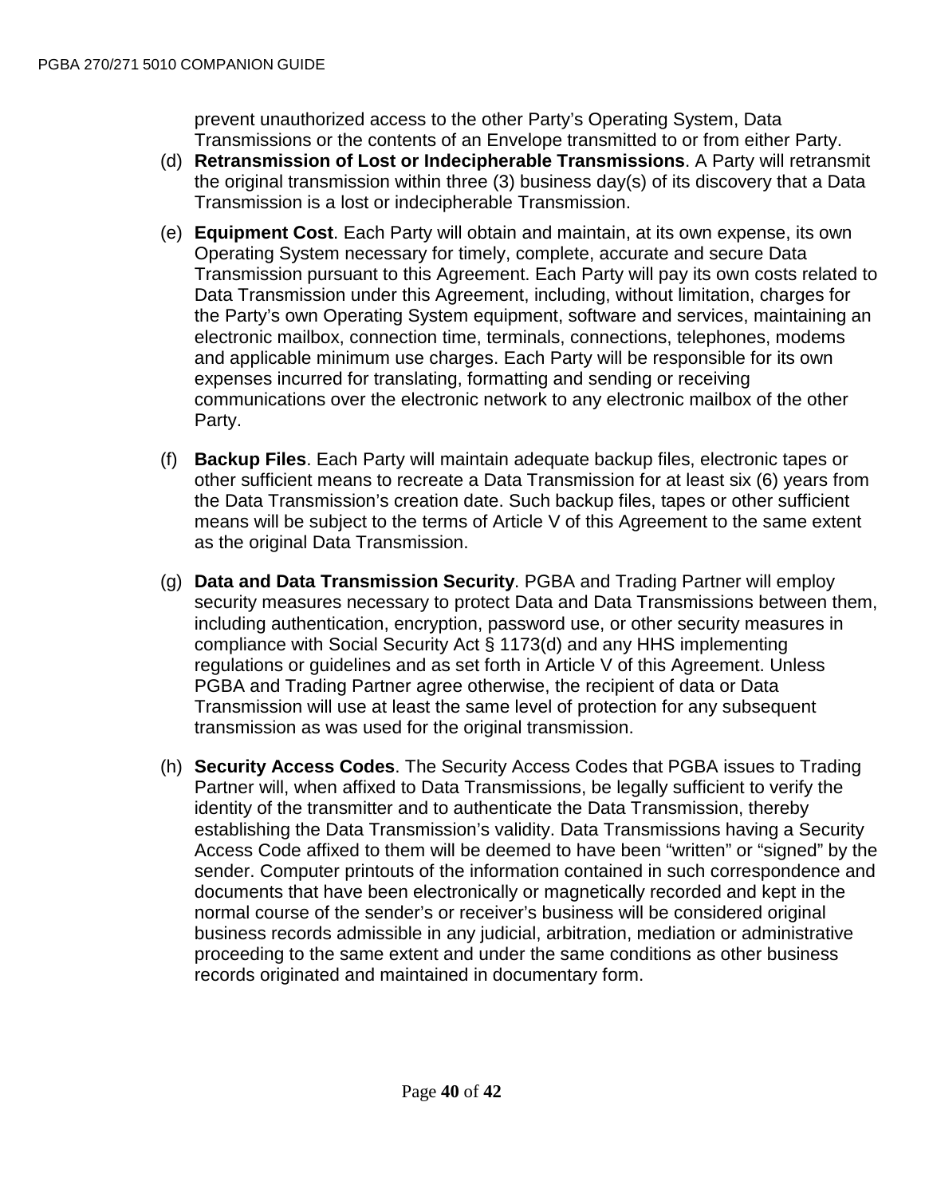prevent unauthorized access to the other Party’s Operating System, Data Transmissions or the contents of an Envelope transmitted to or from either Party.

(d) **Retransmission of Lost or Indecipherable Transmissions**. A Party will retransmit the original transmission within three (3) business day(s) of its discovery that a Data Transmission is a lost or indecipherable Transmission.

(e) **Equipment Cost**. Each Party will obtain and maintain, at its own expense, its own Operating System necessary for timely, complete, accurate and secure Data Transmission pursuant to this Agreement. Each Party will pay its own costs related to Data Transmission under this Agreement, including, without limitation, charges for the Party’s own Operating System equipment, software and services, maintaining an electronic mailbox, connection time, terminals, connections, telephones, modems and applicable minimum use charges. Each Party will be responsible for its own expenses incurred for translating, formatting and sending or receiving communications over the electronic network to any electronic mailbox of the other Party.

(f) **Backup Files**. Each Party will maintain adequate backup files, electronic tapes or other sufficient means to recreate a Data Transmission for at least six (6) years from the Data Transmission’s creation date. Such backup files, tapes or other sufficient means will be subject to the terms of Article V of this Agreement to the same extent as the original Data Transmission.

(g) **Data and Data Transmission Security**. PGBA and Trading Partner will employ security measures necessary to protect Data and Data Transmissions between them, including authentication, encryption, password use, or other security measures in compliance with Social Security Act § 1173(d) and any HHS implementing regulations or guidelines and as set forth in Article V of this Agreement. Unless PGBA and Trading Partner agree otherwise, the recipient of data or Data Transmission will use at least the same level of protection for any subsequent transmission as was used for the original transmission.

(h) **Security Access Codes**. The Security Access Codes that PGBA issues to Trading Partner will, when affixed to Data Transmissions, be legally sufficient to verify the identity of the transmitter and to authenticate the Data Transmission, thereby establishing the Data Transmission’s validity. Data Transmissions having a Security Access Code affixed to them will be deemed to have been “written” or “signed” by the sender. Computer printouts of the information contained in such correspondence and documents that have been electronically or magnetically recorded and kept in the normal course of the sender’s or receiver’s business will be considered original business records admissible in any judicial, arbitration, mediation or administrative proceeding to the same extent and under the same conditions as other business records originated and maintained in documentary form.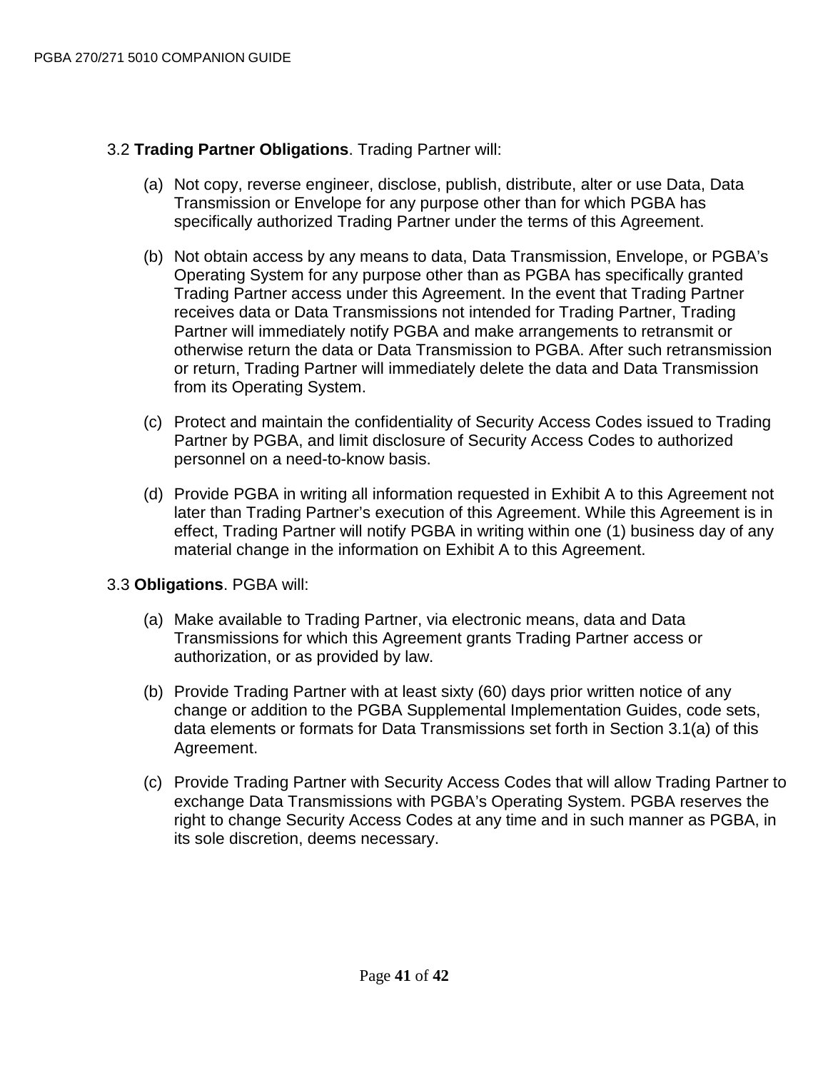3.2 **Trading Partner Obligations**. Trading Partner will:

(a) Not copy, reverse engineer, disclose, publish, distribute, alter or use Data, Data Transmission or Envelope for any purpose other than for which PGBA has specifically authorized Trading Partner under the terms of this Agreement.

(b) Not obtain access by any means to data, Data Transmission, Envelope, or PGBA's Operating System for any purpose other than as PGBA has specifically granted Trading Partner access under this Agreement. In the event that Trading Partner receives data or Data Transmissions not intended for Trading Partner, Trading Partner will immediately notify PGBA and make arrangements to retransmit or otherwise return the data or Data Transmission to PGBA. After such retransmission or return, Trading Partner will immediately delete the data and Data Transmission from its Operating System.

(c) Protect and maintain the confidentiality of Security Access Codes issued to Trading Partner by PGBA, and limit disclosure of Security Access Codes to authorized personnel on a need-to-know basis.

(d) Provide PGBA in writing all information requested in Exhibit A to this Agreement not later than Trading Partner's execution of this Agreement. While this Agreement is in effect, Trading Partner will notify PGBA in writing within one (1) business day of any material change in the information on Exhibit A to this Agreement.

3.3 **Obligations**. PGBA will:

(a) Make available to Trading Partner, via electronic means, data and Data Transmissions for which this Agreement grants Trading Partner access or authorization, or as provided by law.

(b) Provide Trading Partner with at least sixty (60) days prior written notice of any change or addition to the PGBA Supplemental Implementation Guides, code sets, data elements or formats for Data Transmissions set forth in Section 3.1(a) of this Agreement.

(c) Provide Trading Partner with Security Access Codes that will allow Trading Partner to exchange Data Transmissions with PGBA's Operating System. PGBA reserves the right to change Security Access Codes at any time and in such manner as PGBA, in its sole discretion, deems necessary.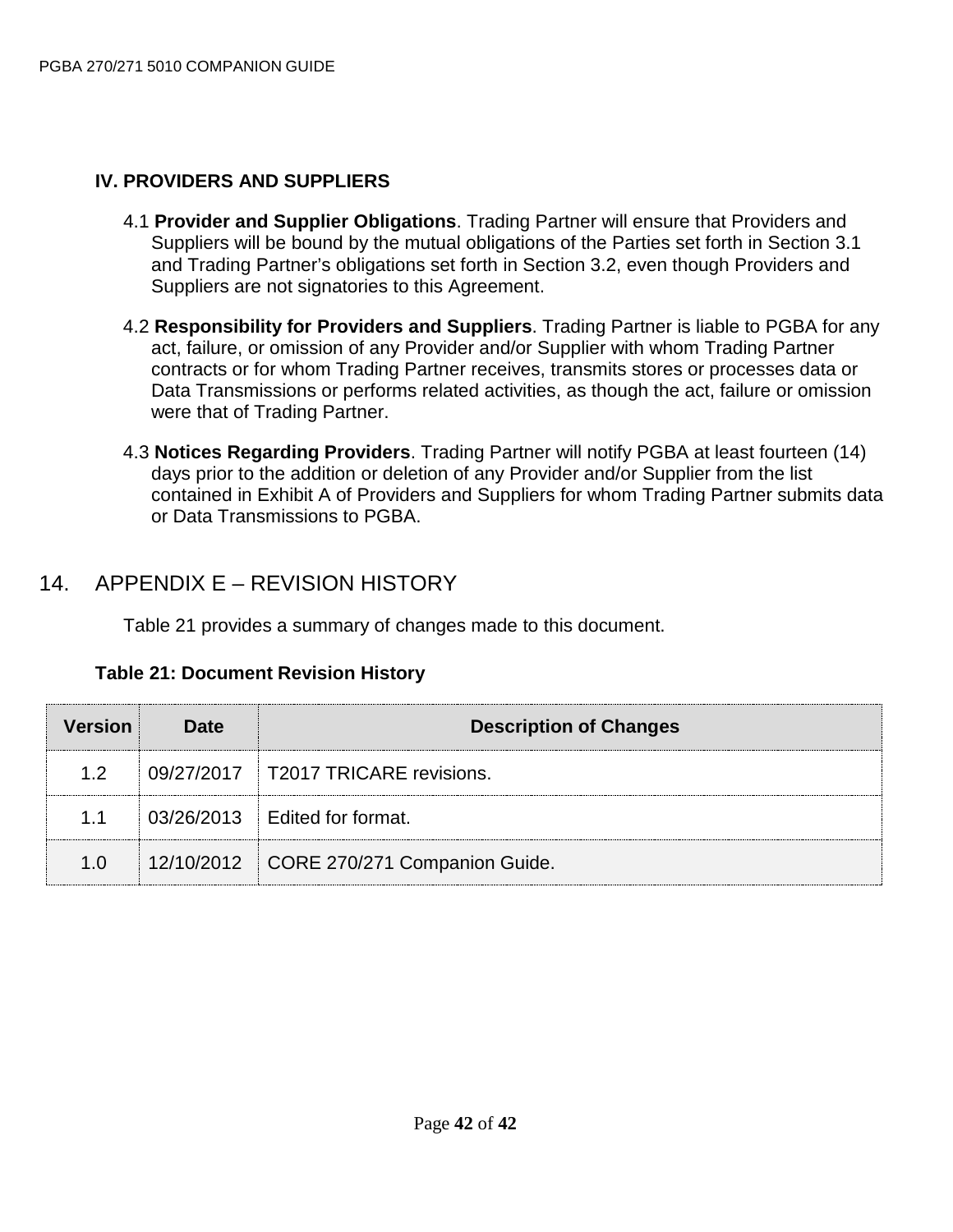### IV. PROVIDERS AND SUPPLIERS

4.1 **Provider and Supplier Obligations**. Trading Partner will ensure that Providers and Suppliers will be bound by the mutual obligations of the Parties set forth in Section 3.1 and Trading Partner's obligations set forth in Section 3.2, even though Providers and Suppliers are not signatories to this Agreement.

4.2 **Responsibility for Providers and Suppliers**. Trading Partner is liable to PGBA for any act, failure, or omission of any Provider and/or Supplier with whom Trading Partner contracts or for whom Trading Partner receives, transmits stores or processes data or Data Transmissions or performs related activities, as though the act, failure or omission were that of Trading Partner.

4.3 **Notices Regarding Providers**. Trading Partner will notify PGBA at least fourteen (14) days prior to the addition or deletion of any Provider and/or Supplier from the list contained in Exhibit A of Providers and Suppliers for whom Trading Partner submits data or Data Transmissions to PGBA.

## 14. APPENDIX E – REVISION HISTORY

Table 21 provides a summary of changes made to this document.

**Table 21: Document Revision History**

| Version | Date | Description of Changes |
|---|---|---|
| 1.2 | 09/27/2017 | T2017 TRICARE revisions. |
| 1.1 | 03/26/2013 | Edited for format. |
| 1.0 | 12/10/2012 | CORE 270/271 Companion Guide. |